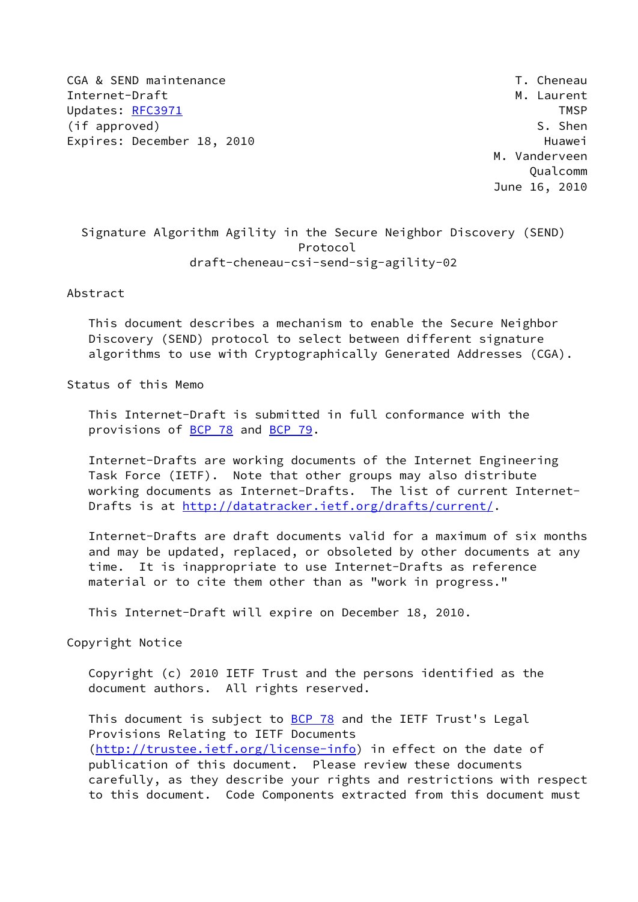CGA & SEND maintenance                                        T. Cheneau
Internet-Draft                                                M. Laurent
Updates: RFC3971                                                    TMSP
(if approved)                                                    S. Shen
Expires: December 18, 2010                                        Huawei
                                                           M. Vanderveen
                                                                Qualcomm
                                                           June 16, 2010

# Signature Algorithm Agility in the Secure Neighbor Discovery (SEND) Protocol

draft-cheneau-csi-send-sig-agility-02

## Abstract

This document describes a mechanism to enable the Secure Neighbor Discovery (SEND) protocol to select between different signature algorithms to use with Cryptographically Generated Addresses (CGA).

## Status of this Memo

This Internet-Draft is submitted in full conformance with the provisions of BCP 78 and BCP 79.

Internet-Drafts are working documents of the Internet Engineering Task Force (IETF). Note that other groups may also distribute working documents as Internet-Drafts. The list of current Internet-Drafts is at http://datatracker.ietf.org/drafts/current/.

Internet-Drafts are draft documents valid for a maximum of six months and may be updated, replaced, or obsoleted by other documents at any time. It is inappropriate to use Internet-Drafts as reference material or to cite them other than as "work in progress."

This Internet-Draft will expire on December 18, 2010.

## Copyright Notice

Copyright (c) 2010 IETF Trust and the persons identified as the document authors. All rights reserved.

This document is subject to BCP 78 and the IETF Trust's Legal Provisions Relating to IETF Documents (http://trustee.ietf.org/license-info) in effect on the date of publication of this document. Please review these documents carefully, as they describe your rights and restrictions with respect to this document. Code Components extracted from this document must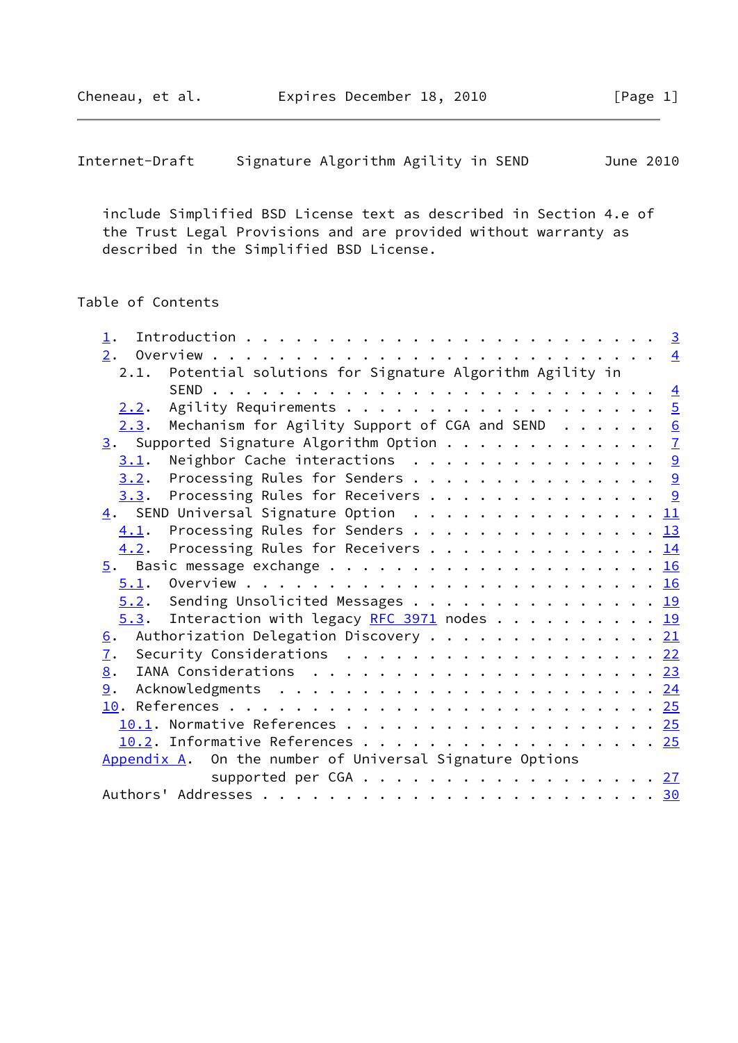include Simplified BSD License text as described in Section 4.e of the Trust Legal Provisions and are provided without warranty as described in the Simplified BSD License.

## Table of Contents

```
   1.  Introduction . . . . . . . . . . . . . . . . . . . . . . . . .  3
   2.  Overview . . . . . . . . . . . . . . . . . . . . . . . . . . .  4
     2.1.  Potential solutions for Signature Algorithm Agility in
           SEND . . . . . . . . . . . . . . . . . . . . . . . . . . .  4
     2.2.  Agility Requirements . . . . . . . . . . . . . . . . . . .  5
     2.3.  Mechanism for Agility Support of CGA and SEND  . . . . . .  6
   3.  Supported Signature Algorithm Option . . . . . . . . . . . . .  7
     3.1.  Neighbor Cache interactions  . . . . . . . . . . . . . . .  9
     3.2.  Processing Rules for Senders . . . . . . . . . . . . . . .  9
     3.3.  Processing Rules for Receivers . . . . . . . . . . . . . .  9
   4.  SEND Universal Signature Option  . . . . . . . . . . . . . . . 11
     4.1.  Processing Rules for Senders . . . . . . . . . . . . . . . 13
     4.2.  Processing Rules for Receivers . . . . . . . . . . . . . . 14
   5.  Basic message exchange . . . . . . . . . . . . . . . . . . . . 16
     5.1.  Overview . . . . . . . . . . . . . . . . . . . . . . . . . 16
     5.2.  Sending Unsolicited Messages . . . . . . . . . . . . . . . 19
     5.3.  Interaction with legacy RFC 3971 nodes . . . . . . . . . . 19
   6.  Authorization Delegation Discovery . . . . . . . . . . . . . . 21
   7.  Security Considerations  . . . . . . . . . . . . . . . . . . . 22
   8.  IANA Considerations  . . . . . . . . . . . . . . . . . . . . . 23
   9.  Acknowledgments  . . . . . . . . . . . . . . . . . . . . . . . 24
   10. References . . . . . . . . . . . . . . . . . . . . . . . . . . 25
     10.1. Normative References . . . . . . . . . . . . . . . . . . . 25
     10.2. Informative References . . . . . . . . . . . . . . . . . . 25
   Appendix A.  On the number of Universal Signature Options
                supported per CGA . . . . . . . . . . . . . . . . . . 27
   Authors' Addresses . . . . . . . . . . . . . . . . . . . . . . . . 30
```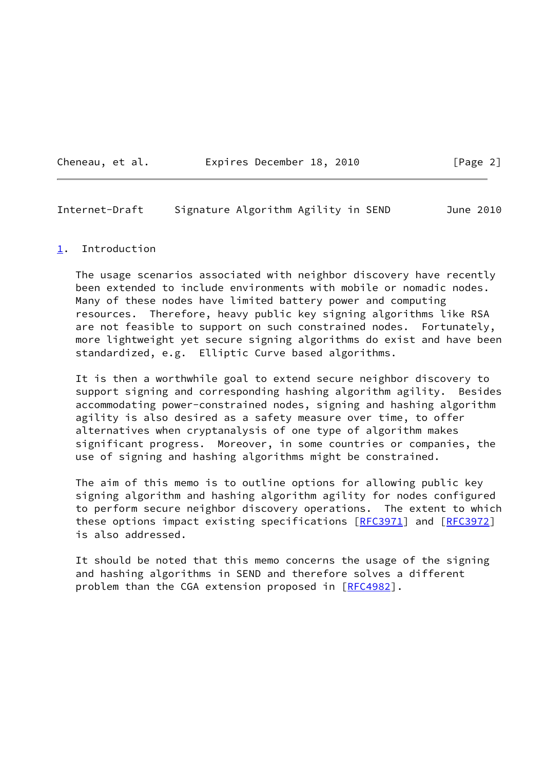# 1. Introduction

The usage scenarios associated with neighbor discovery have recently been extended to include environments with mobile or nomadic nodes. Many of these nodes have limited battery power and computing resources. Therefore, heavy public key signing algorithms like RSA are not feasible to support on such constrained nodes. Fortunately, more lightweight yet secure signing algorithms do exist and have been standardized, e.g. Elliptic Curve based algorithms.

It is then a worthwhile goal to extend secure neighbor discovery to support signing and corresponding hashing algorithm agility. Besides accommodating power-constrained nodes, signing and hashing algorithm agility is also desired as a safety measure over time, to offer alternatives when cryptanalysis of one type of algorithm makes significant progress. Moreover, in some countries or companies, the use of signing and hashing algorithms might be constrained.

The aim of this memo is to outline options for allowing public key signing algorithm and hashing algorithm agility for nodes configured to perform secure neighbor discovery operations. The extent to which these options impact existing specifications [RFC3971] and [RFC3972] is also addressed.

It should be noted that this memo concerns the usage of the signing and hashing algorithms in SEND and therefore solves a different problem than the CGA extension proposed in [RFC4982].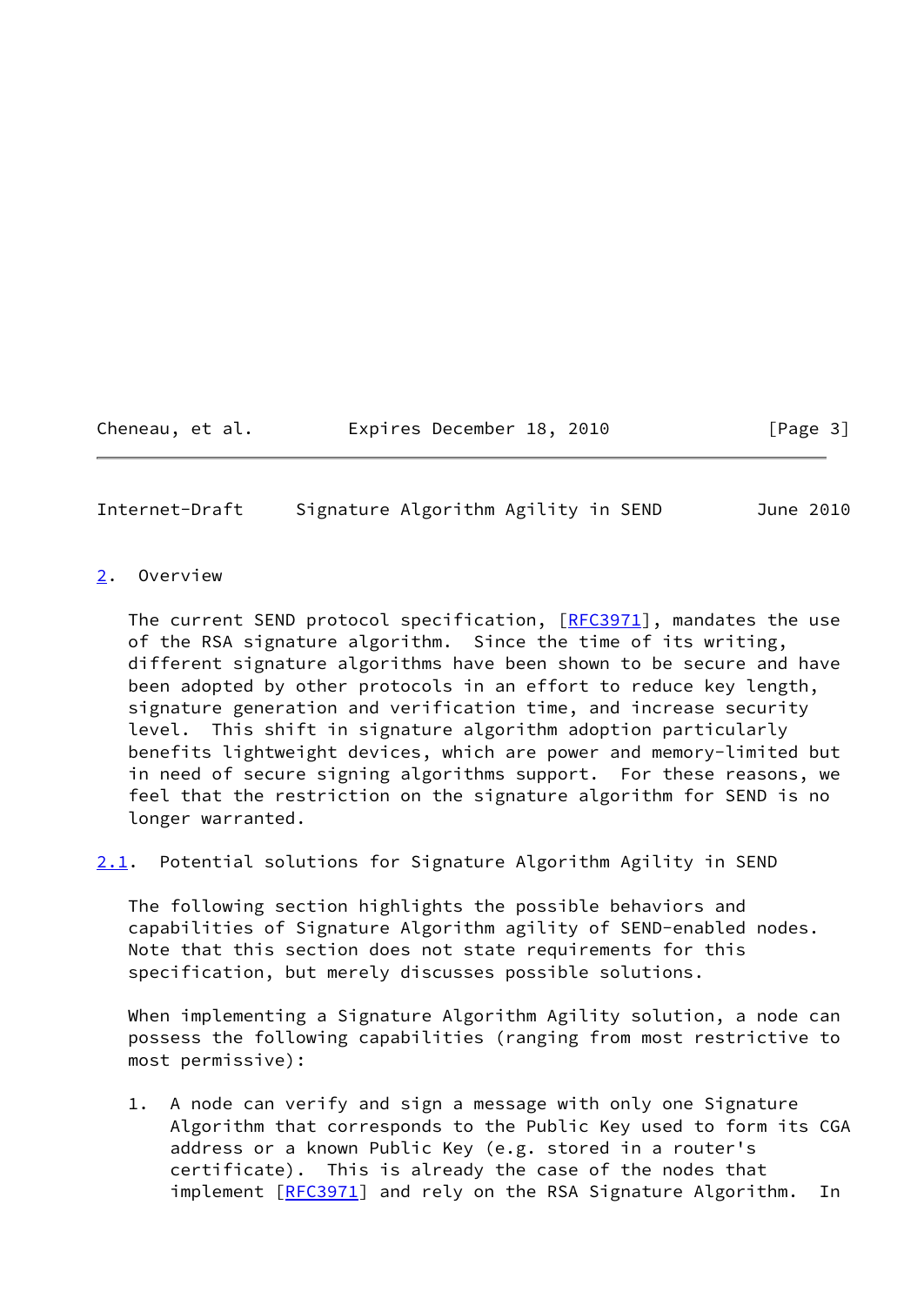## 2. Overview

The current SEND protocol specification, [RFC3971], mandates the use of the RSA signature algorithm. Since the time of its writing, different signature algorithms have been shown to be secure and have been adopted by other protocols in an effort to reduce key length, signature generation and verification time, and increase security level. This shift in signature algorithm adoption particularly benefits lightweight devices, which are power and memory-limited but in need of secure signing algorithms support. For these reasons, we feel that the restriction on the signature algorithm for SEND is no longer warranted.

### 2.1. Potential solutions for Signature Algorithm Agility in SEND

The following section highlights the possible behaviors and capabilities of Signature Algorithm agility of SEND-enabled nodes. Note that this section does not state requirements for this specification, but merely discusses possible solutions.

When implementing a Signature Algorithm Agility solution, a node can possess the following capabilities (ranging from most restrictive to most permissive):

1. A node can verify and sign a message with only one Signature Algorithm that corresponds to the Public Key used to form its CGA address or a known Public Key (e.g. stored in a router's certificate). This is already the case of the nodes that implement [RFC3971] and rely on the RSA Signature Algorithm. In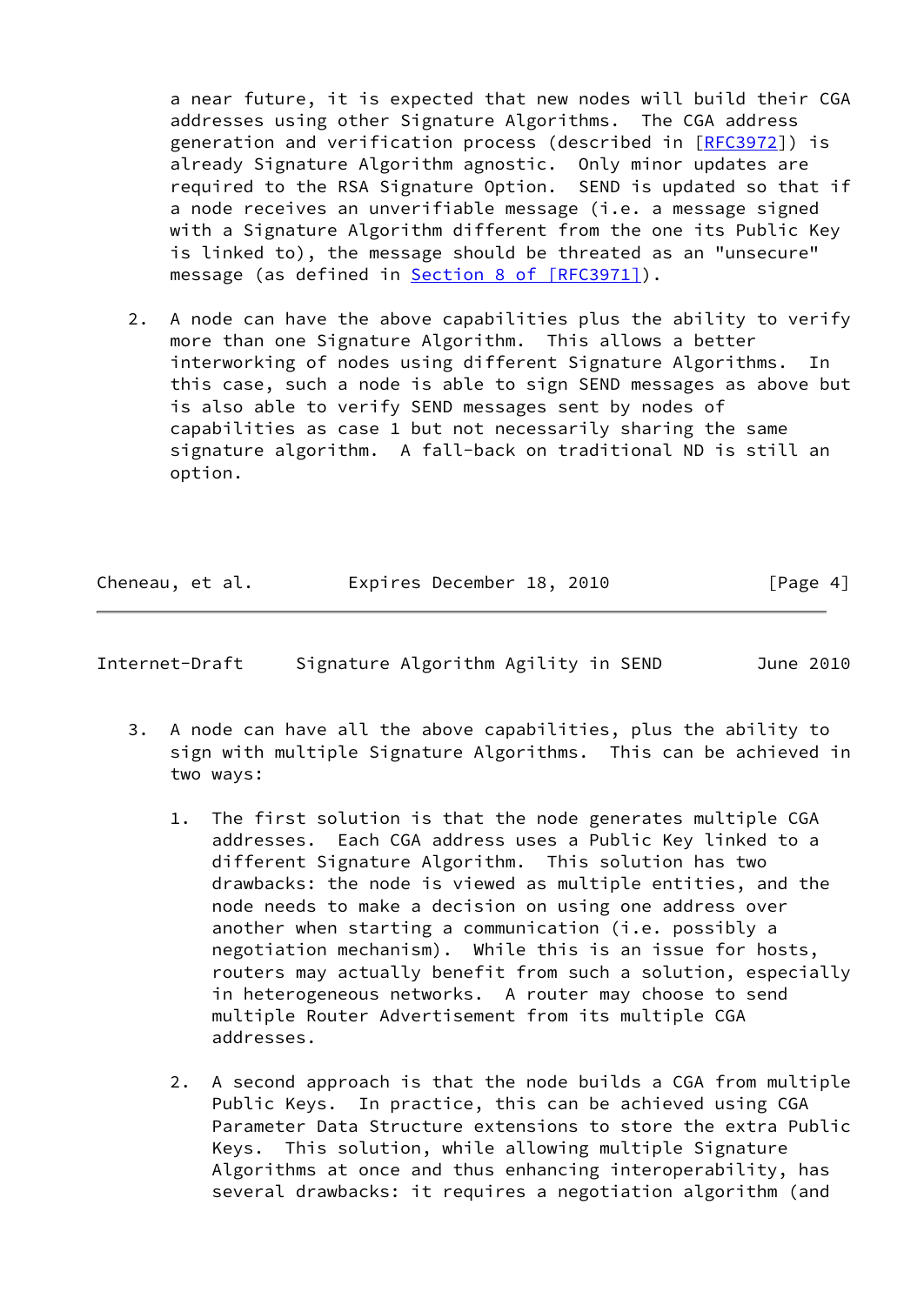a near future, it is expected that new nodes will build their CGA addresses using other Signature Algorithms. The CGA address generation and verification process (described in [RFC3972]) is already Signature Algorithm agnostic. Only minor updates are required to the RSA Signature Option. SEND is updated so that if a node receives an unverifiable message (i.e. a message signed with a Signature Algorithm different from the one its Public Key is linked to), the message should be threated as an "unsecure" message (as defined in Section 8 of [RFC3971]).

2. A node can have the above capabilities plus the ability to verify more than one Signature Algorithm. This allows a better interworking of nodes using different Signature Algorithms. In this case, such a node is able to sign SEND messages as above but is also able to verify SEND messages sent by nodes of capabilities as case 1 but not necessarily sharing the same signature algorithm. A fall-back on traditional ND is still an option.

3. A node can have all the above capabilities, plus the ability to sign with multiple Signature Algorithms. This can be achieved in two ways:

    1. The first solution is that the node generates multiple CGA addresses. Each CGA address uses a Public Key linked to a different Signature Algorithm. This solution has two drawbacks: the node is viewed as multiple entities, and the node needs to make a decision on using one address over another when starting a communication (i.e. possibly a negotiation mechanism). While this is an issue for hosts, routers may actually benefit from such a solution, especially in heterogeneous networks. A router may choose to send multiple Router Advertisement from its multiple CGA addresses.

    2. A second approach is that the node builds a CGA from multiple Public Keys. In practice, this can be achieved using CGA Parameter Data Structure extensions to store the extra Public Keys. This solution, while allowing multiple Signature Algorithms at once and thus enhancing interoperability, has several drawbacks: it requires a negotiation algorithm (and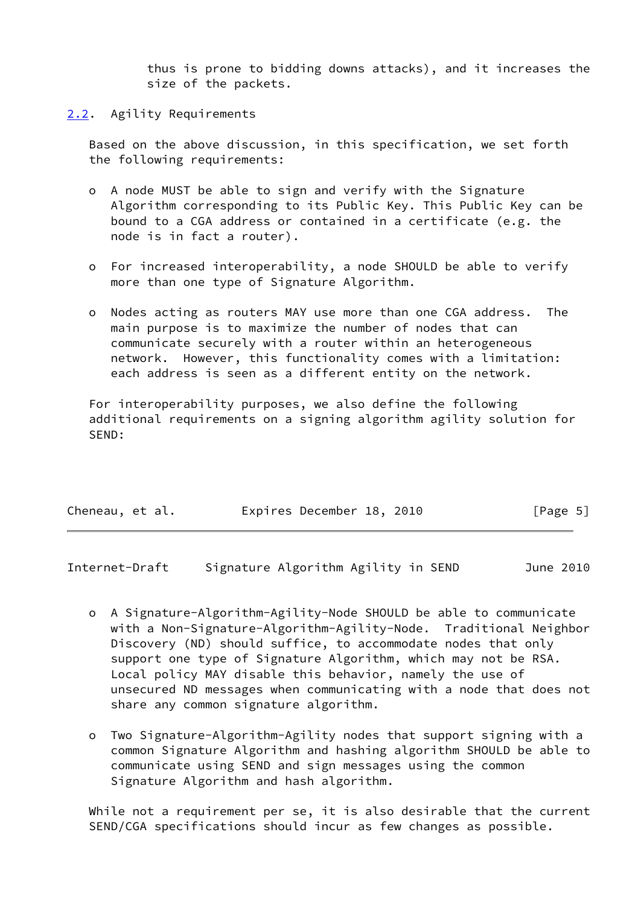thus is prone to bidding downs attacks), and it increases the size of the packets.

## 2.2. Agility Requirements

Based on the above discussion, in this specification, we set forth the following requirements:

- A node MUST be able to sign and verify with the Signature Algorithm corresponding to its Public Key. This Public Key can be bound to a CGA address or contained in a certificate (e.g. the node is in fact a router).

- For increased interoperability, a node SHOULD be able to verify more than one type of Signature Algorithm.

- Nodes acting as routers MAY use more than one CGA address. The main purpose is to maximize the number of nodes that can communicate securely with a router within an heterogeneous network. However, this functionality comes with a limitation: each address is seen as a different entity on the network.

For interoperability purposes, we also define the following additional requirements on a signing algorithm agility solution for SEND:

- A Signature-Algorithm-Agility-Node SHOULD be able to communicate with a Non-Signature-Algorithm-Agility-Node. Traditional Neighbor Discovery (ND) should suffice, to accommodate nodes that only support one type of Signature Algorithm, which may not be RSA. Local policy MAY disable this behavior, namely the use of unsecured ND messages when communicating with a node that does not share any common signature algorithm.

- Two Signature-Algorithm-Agility nodes that support signing with a common Signature Algorithm and hashing algorithm SHOULD be able to communicate using SEND and sign messages using the common Signature Algorithm and hash algorithm.

While not a requirement per se, it is also desirable that the current SEND/CGA specifications should incur as few changes as possible.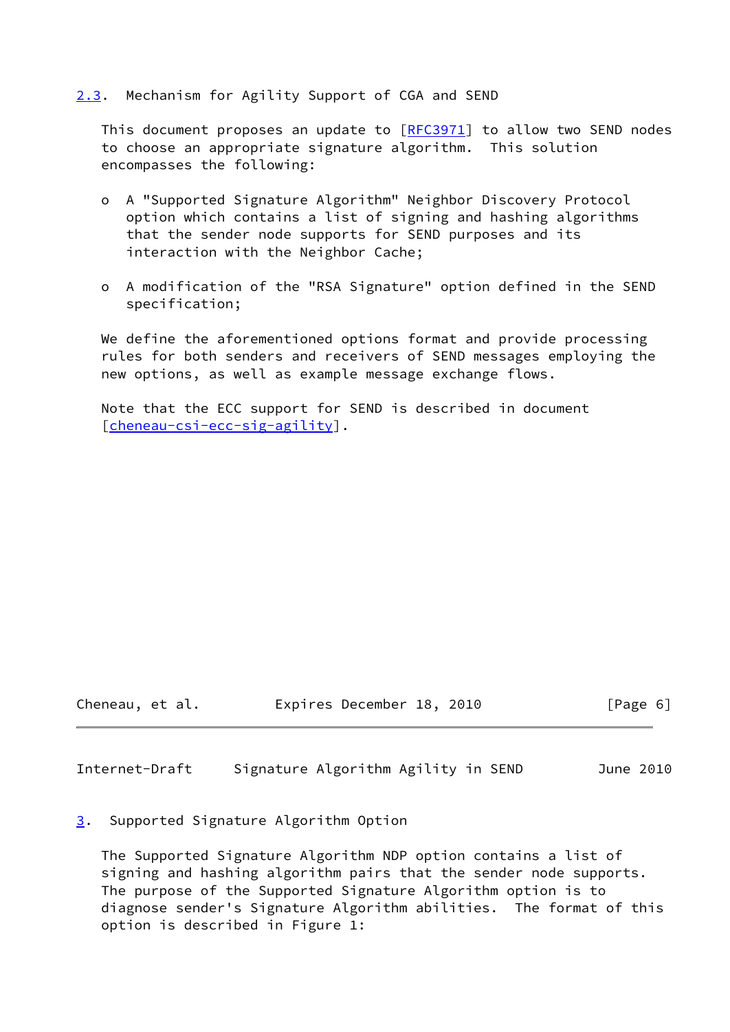## 2.3. Mechanism for Agility Support of CGA and SEND

This document proposes an update to [RFC3971] to allow two SEND nodes to choose an appropriate signature algorithm. This solution encompasses the following:

- A "Supported Signature Algorithm" Neighbor Discovery Protocol option which contains a list of signing and hashing algorithms that the sender node supports for SEND purposes and its interaction with the Neighbor Cache;

- A modification of the "RSA Signature" option defined in the SEND specification;

We define the aforementioned options format and provide processing rules for both senders and receivers of SEND messages employing the new options, as well as example message exchange flows.

Note that the ECC support for SEND is described in document [cheneau-csi-ecc-sig-agility].

# 3. Supported Signature Algorithm Option

The Supported Signature Algorithm NDP option contains a list of signing and hashing algorithm pairs that the sender node supports. The purpose of the Supported Signature Algorithm option is to diagnose sender's Signature Algorithm abilities. The format of this option is described in Figure 1: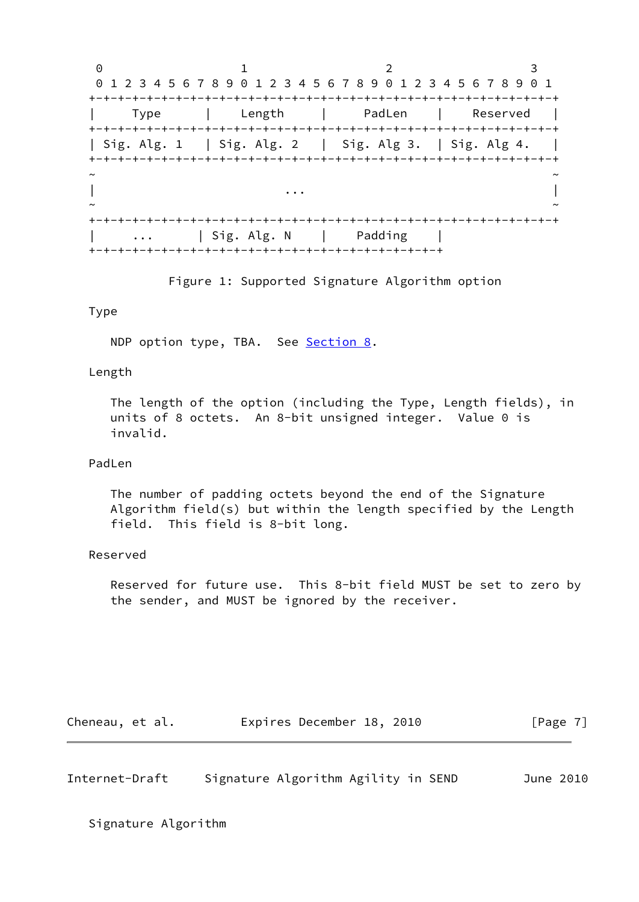```
 0                   1                   2                   3
 0 1 2 3 4 5 6 7 8 9 0 1 2 3 4 5 6 7 8 9 0 1 2 3 4 5 6 7 8 9 0 1
+-+-+-+-+-+-+-+-+-+-+-+-+-+-+-+-+-+-+-+-+-+-+-+-+-+-+-+-+-+-+-+-+
|     Type      |    Length     |     PadLen    |    Reserved   |
+-+-+-+-+-+-+-+-+-+-+-+-+-+-+-+-+-+-+-+-+-+-+-+-+-+-+-+-+-+-+-+-+
| Sig. Alg. 1   | Sig. Alg. 2   |  Sig. Alg 3.  | Sig. Alg 4.   |
+-+-+-+-+-+-+-+-+-+-+-+-+-+-+-+-+-+-+-+-+-+-+-+-+-+-+-+-+-+-+-+-+
~                                                               ~
|                              ...                              |
~                                                               ~
+-+-+-+-+-+-+-+-+-+-+-+-+-+-+-+-+-+-+-+-+-+-+-+-+-+-+-+-+-+-+-+-+
|     ...      | Sig. Alg. N    |    Padding    |
+-+-+-+-+-+-+-+-+-+-+-+-+-+-+-+-+-+-+-+-+-+-+-+-+
```

Figure 1: Supported Signature Algorithm option

Type

NDP option type, TBA. See Section 8.

Length

The length of the option (including the Type, Length fields), in units of 8 octets. An 8-bit unsigned integer. Value 0 is invalid.

PadLen

The number of padding octets beyond the end of the Signature Algorithm field(s) but within the length specified by the Length field. This field is 8-bit long.

Reserved

Reserved for future use. This 8-bit field MUST be set to zero by the sender, and MUST be ignored by the receiver.

Signature Algorithm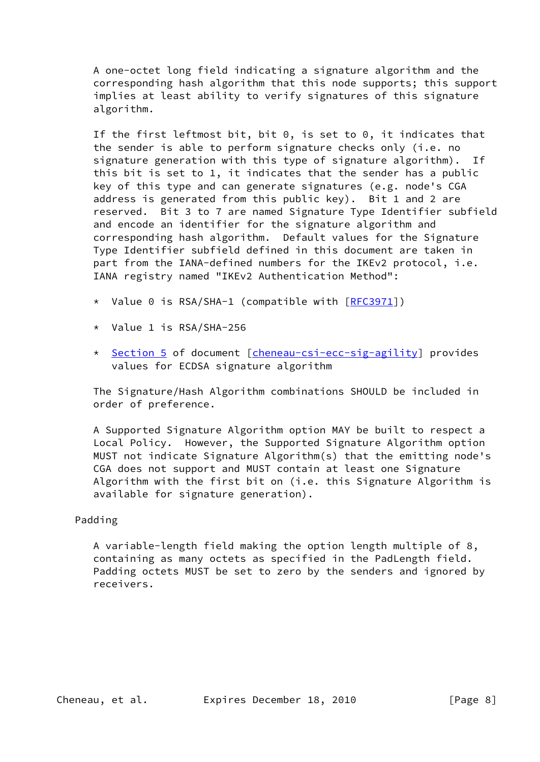A one-octet long field indicating a signature algorithm and the corresponding hash algorithm that this node supports; this support implies at least ability to verify signatures of this signature algorithm.

If the first leftmost bit, bit 0, is set to 0, it indicates that the sender is able to perform signature checks only (i.e. no signature generation with this type of signature algorithm). If this bit is set to 1, it indicates that the sender has a public key of this type and can generate signatures (e.g. node's CGA address is generated from this public key). Bit 1 and 2 are reserved. Bit 3 to 7 are named Signature Type Identifier subfield and encode an identifier for the signature algorithm and corresponding hash algorithm. Default values for the Signature Type Identifier subfield defined in this document are taken in part from the IANA-defined numbers for the IKEv2 protocol, i.e. IANA registry named "IKEv2 Authentication Method":

* Value 0 is RSA/SHA-1 (compatible with [RFC3971])

* Value 1 is RSA/SHA-256

* Section 5 of document [cheneau-csi-ecc-sig-agility] provides values for ECDSA signature algorithm

The Signature/Hash Algorithm combinations SHOULD be included in order of preference.

A Supported Signature Algorithm option MAY be built to respect a Local Policy. However, the Supported Signature Algorithm option MUST not indicate Signature Algorithm(s) that the emitting node's CGA does not support and MUST contain at least one Signature Algorithm with the first bit on (i.e. this Signature Algorithm is available for signature generation).

Padding

A variable-length field making the option length multiple of 8, containing as many octets as specified in the PadLength field. Padding octets MUST be set to zero by the senders and ignored by receivers.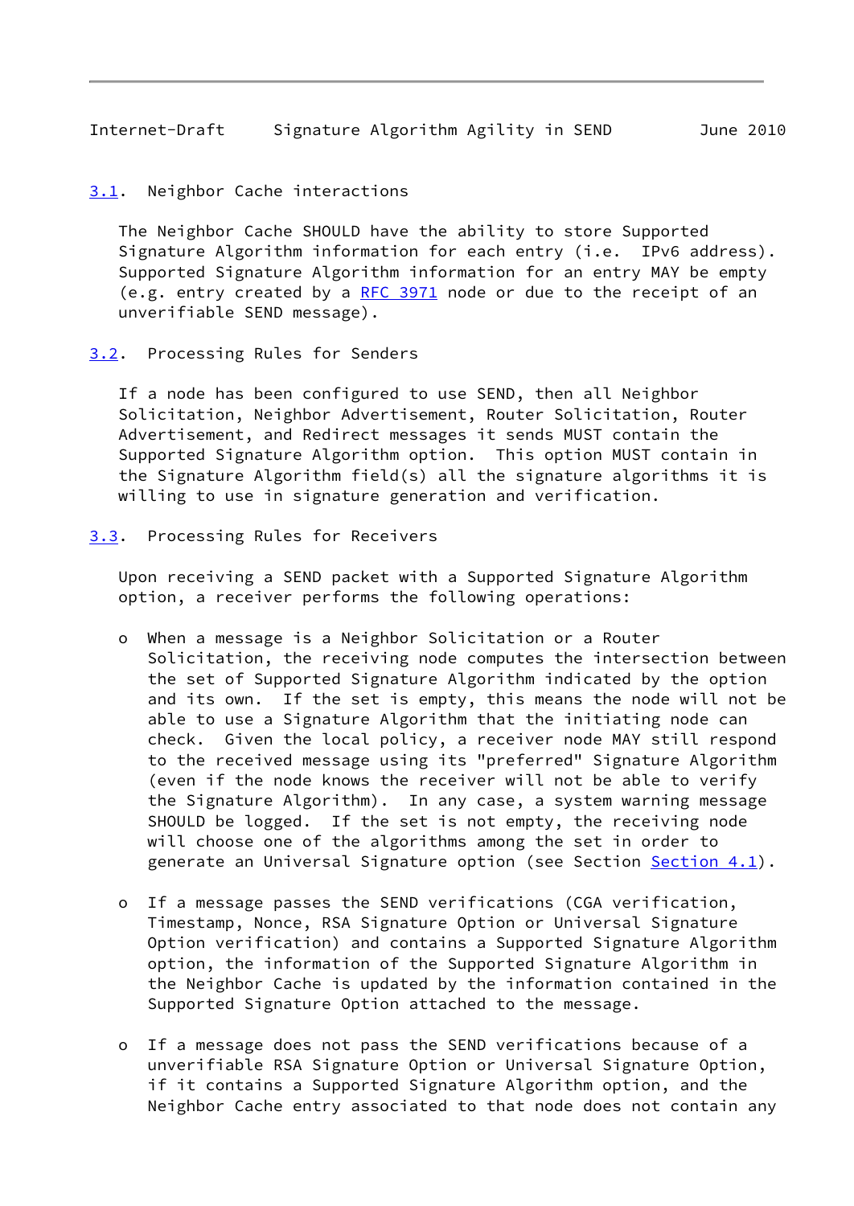### 3.1. Neighbor Cache interactions

The Neighbor Cache SHOULD have the ability to store Supported Signature Algorithm information for each entry (i.e. IPv6 address). Supported Signature Algorithm information for an entry MAY be empty (e.g. entry created by a RFC 3971 node or due to the receipt of an unverifiable SEND message).

### 3.2. Processing Rules for Senders

If a node has been configured to use SEND, then all Neighbor Solicitation, Neighbor Advertisement, Router Solicitation, Router Advertisement, and Redirect messages it sends MUST contain the Supported Signature Algorithm option. This option MUST contain in the Signature Algorithm field(s) all the signature algorithms it is willing to use in signature generation and verification.

### 3.3. Processing Rules for Receivers

Upon receiving a SEND packet with a Supported Signature Algorithm option, a receiver performs the following operations:

- When a message is a Neighbor Solicitation or a Router Solicitation, the receiving node computes the intersection between the set of Supported Signature Algorithm indicated by the option and its own. If the set is empty, this means the node will not be able to use a Signature Algorithm that the initiating node can check. Given the local policy, a receiver node MAY still respond to the received message using its "preferred" Signature Algorithm (even if the node knows the receiver will not be able to verify the Signature Algorithm). In any case, a system warning message SHOULD be logged. If the set is not empty, the receiving node will choose one of the algorithms among the set in order to generate an Universal Signature option (see Section Section 4.1).

- If a message passes the SEND verifications (CGA verification, Timestamp, Nonce, RSA Signature Option or Universal Signature Option verification) and contains a Supported Signature Algorithm option, the information of the Supported Signature Algorithm in the Neighbor Cache is updated by the information contained in the Supported Signature Option attached to the message.

- If a message does not pass the SEND verifications because of a unverifiable RSA Signature Option or Universal Signature Option, if it contains a Supported Signature Algorithm option, and the Neighbor Cache entry associated to that node does not contain any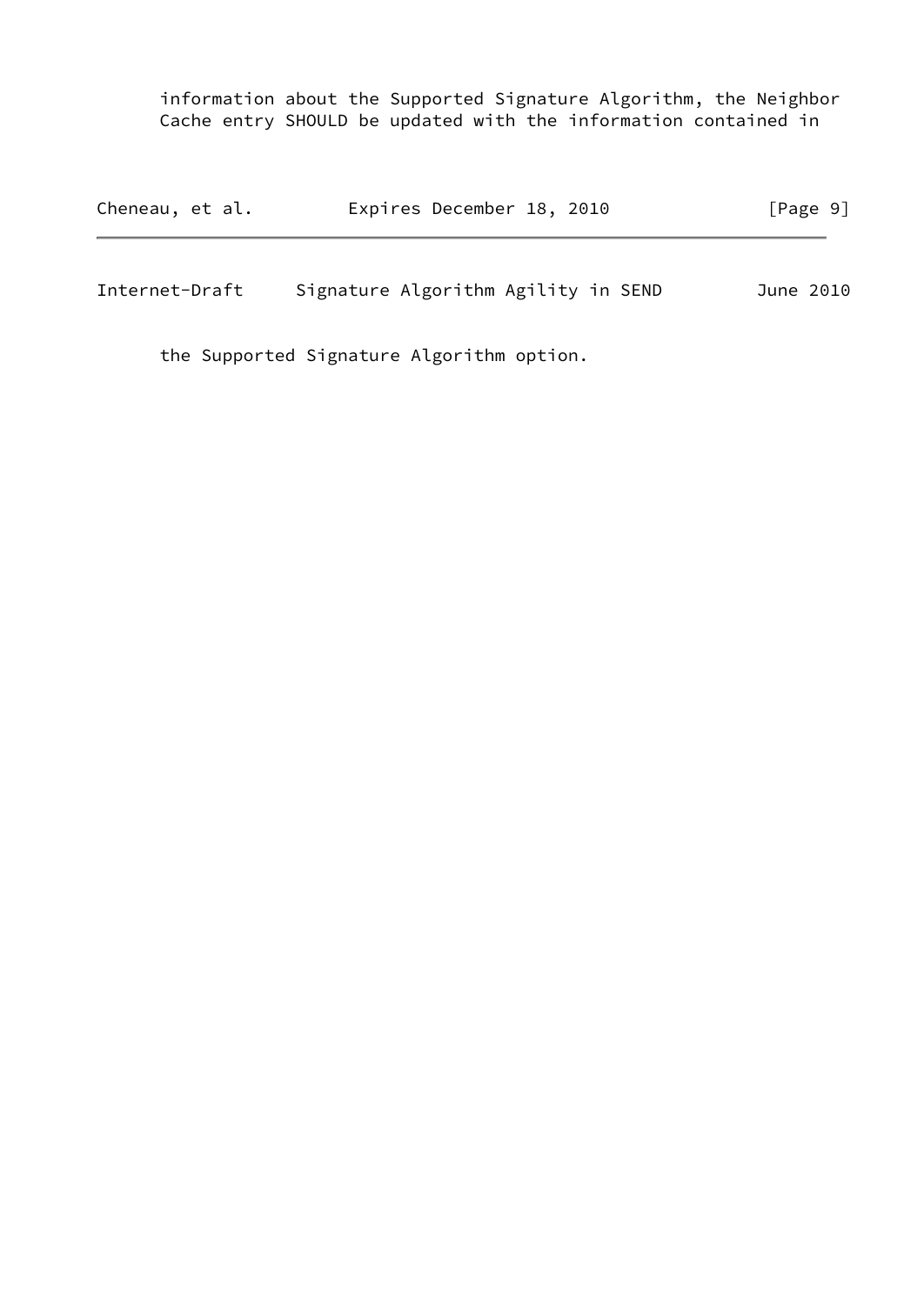information about the Supported Signature Algorithm, the Neighbor Cache entry SHOULD be updated with the information contained in the Supported Signature Algorithm option.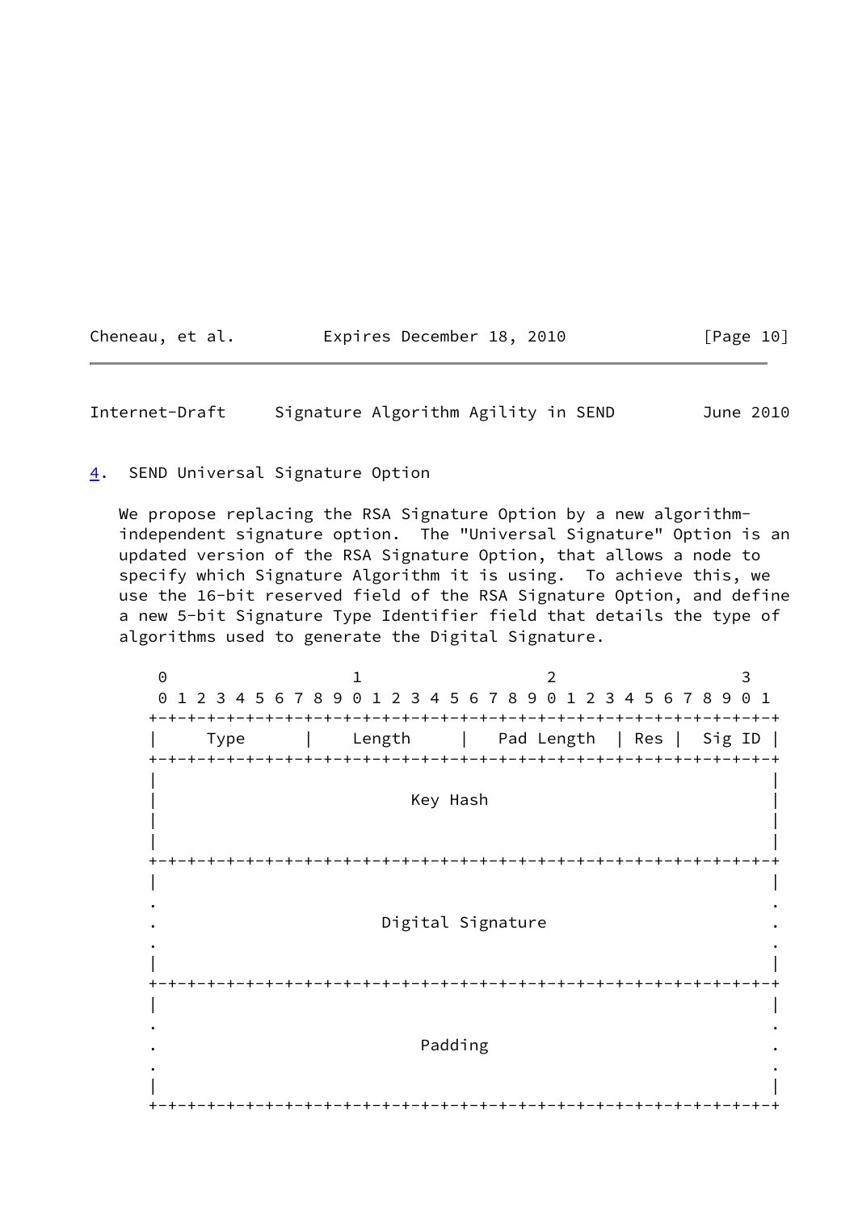## 4. SEND Universal Signature Option

We propose replacing the RSA Signature Option by a new algorithm-independent signature option. The "Universal Signature" Option is an updated version of the RSA Signature Option, that allows a node to specify which Signature Algorithm it is using. To achieve this, we use the 16-bit reserved field of the RSA Signature Option, and define a new 5-bit Signature Type Identifier field that details the type of algorithms used to generate the Digital Signature.

```
 0                   1                   2                   3
 0 1 2 3 4 5 6 7 8 9 0 1 2 3 4 5 6 7 8 9 0 1 2 3 4 5 6 7 8 9 0 1
+-+-+-+-+-+-+-+-+-+-+-+-+-+-+-+-+-+-+-+-+-+-+-+-+-+-+-+-+-+-+-+-+
|     Type      |    Length     |   Pad Length  | Res |  Sig ID |
+-+-+-+-+-+-+-+-+-+-+-+-+-+-+-+-+-+-+-+-+-+-+-+-+-+-+-+-+-+-+-+-+
|                                                               |
|                          Key Hash                             |
|                                                               |
|                                                               |
+-+-+-+-+-+-+-+-+-+-+-+-+-+-+-+-+-+-+-+-+-+-+-+-+-+-+-+-+-+-+-+-+
|                                                               |
.                                                               .
.                       Digital Signature                       .
.                                                               .
|                                                               |
+-+-+-+-+-+-+-+-+-+-+-+-+-+-+-+-+-+-+-+-+-+-+-+-+-+-+-+-+-+-+-+-+
|                                                               |
.                                                               .
.                           Padding                             .
.                                                               .
|                                                               |
+-+-+-+-+-+-+-+-+-+-+-+-+-+-+-+-+-+-+-+-+-+-+-+-+-+-+-+-+-+-+-+-+
```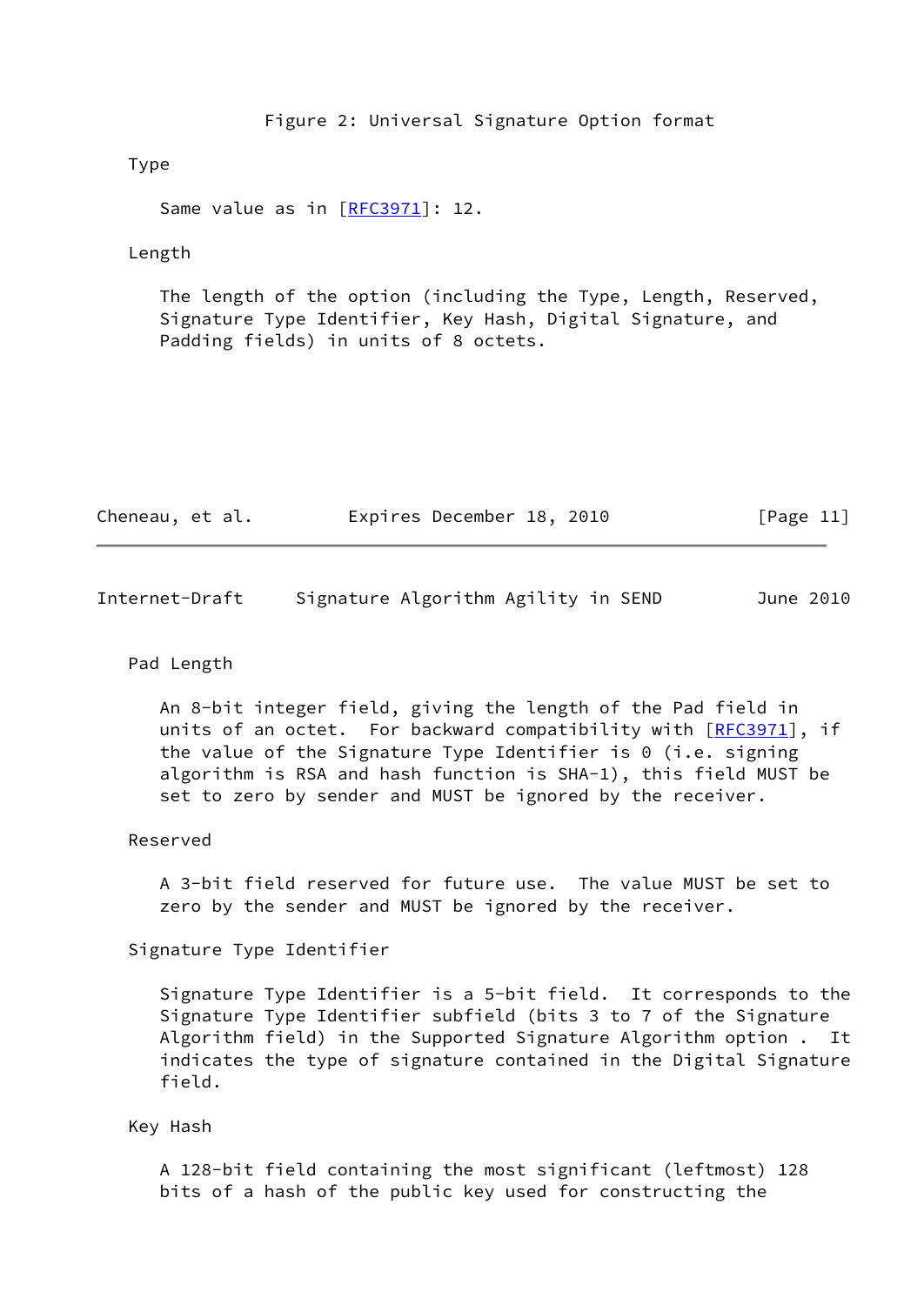Figure 2: Universal Signature Option format

Type

Same value as in [RFC3971]: 12.

Length

The length of the option (including the Type, Length, Reserved, Signature Type Identifier, Key Hash, Digital Signature, and Padding fields) in units of 8 octets.

Pad Length

An 8-bit integer field, giving the length of the Pad field in units of an octet. For backward compatibility with [RFC3971], if the value of the Signature Type Identifier is 0 (i.e. signing algorithm is RSA and hash function is SHA-1), this field MUST be set to zero by sender and MUST be ignored by the receiver.

Reserved

A 3-bit field reserved for future use. The value MUST be set to zero by the sender and MUST be ignored by the receiver.

Signature Type Identifier

Signature Type Identifier is a 5-bit field. It corresponds to the Signature Type Identifier subfield (bits 3 to 7 of the Signature Algorithm field) in the Supported Signature Algorithm option . It indicates the type of signature contained in the Digital Signature field.

Key Hash

A 128-bit field containing the most significant (leftmost) 128 bits of a hash of the public key used for constructing the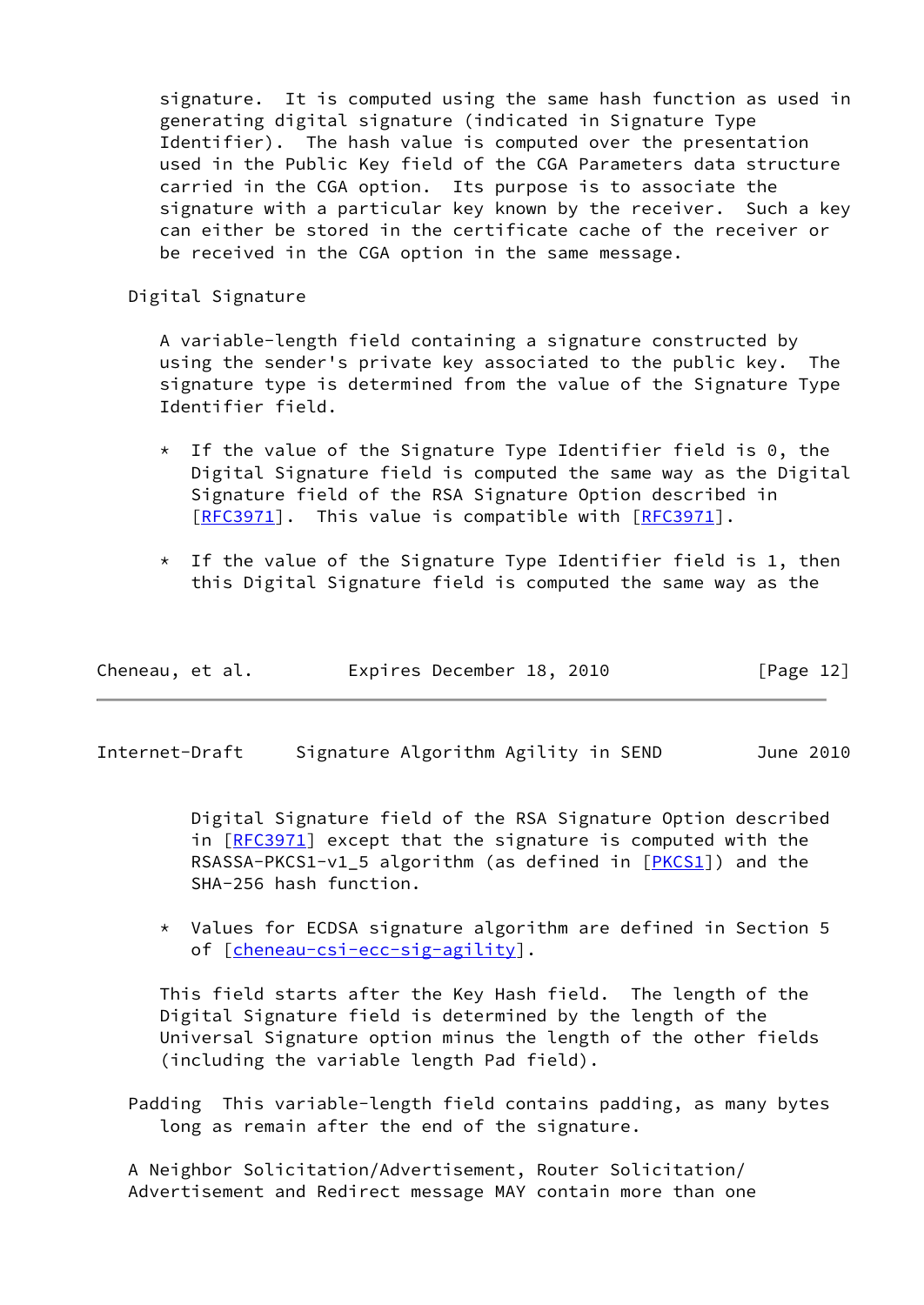signature. It is computed using the same hash function as used in generating digital signature (indicated in Signature Type Identifier). The hash value is computed over the presentation used in the Public Key field of the CGA Parameters data structure carried in the CGA option. Its purpose is to associate the signature with a particular key known by the receiver. Such a key can either be stored in the certificate cache of the receiver or be received in the CGA option in the same message.

Digital Signature

A variable-length field containing a signature constructed by using the sender's private key associated to the public key. The signature type is determined from the value of the Signature Type Identifier field.

* If the value of the Signature Type Identifier field is 0, the Digital Signature field is computed the same way as the Digital Signature field of the RSA Signature Option described in [RFC3971]. This value is compatible with [RFC3971].

* If the value of the Signature Type Identifier field is 1, then this Digital Signature field is computed the same way as the Digital Signature field of the RSA Signature Option described in [RFC3971] except that the signature is computed with the RSASSA-PKCS1-v1_5 algorithm (as defined in [PKCS1]) and the SHA-256 hash function.

* Values for ECDSA signature algorithm are defined in Section 5 of [cheneau-csi-ecc-sig-agility].

This field starts after the Key Hash field. The length of the Digital Signature field is determined by the length of the Universal Signature option minus the length of the other fields (including the variable length Pad field).

Padding This variable-length field contains padding, as many bytes long as remain after the end of the signature.

A Neighbor Solicitation/Advertisement, Router Solicitation/ Advertisement and Redirect message MAY contain more than one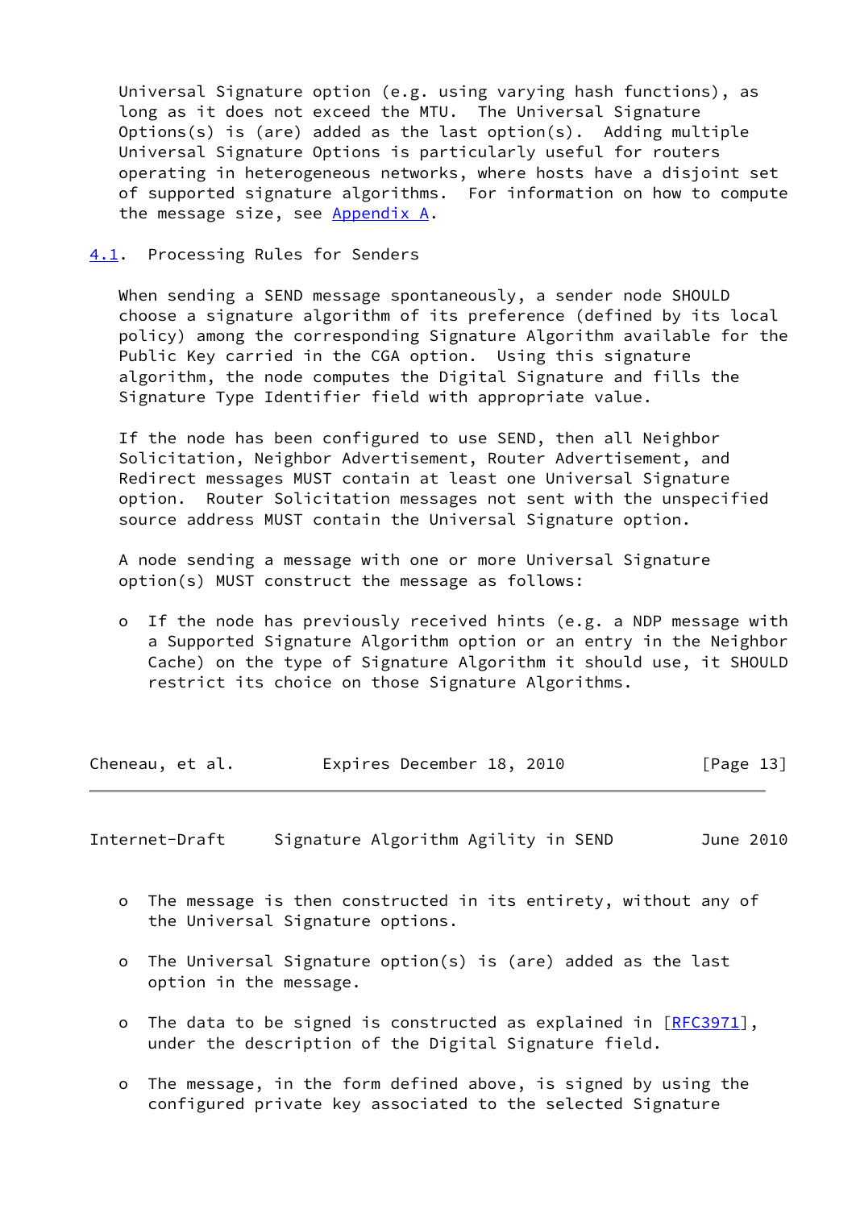Universal Signature option (e.g. using varying hash functions), as long as it does not exceed the MTU. The Universal Signature Options(s) is (are) added as the last option(s). Adding multiple Universal Signature Options is particularly useful for routers operating in heterogeneous networks, where hosts have a disjoint set of supported signature algorithms. For information on how to compute the message size, see Appendix A.

## 4.1. Processing Rules for Senders

When sending a SEND message spontaneously, a sender node SHOULD choose a signature algorithm of its preference (defined by its local policy) among the corresponding Signature Algorithm available for the Public Key carried in the CGA option. Using this signature algorithm, the node computes the Digital Signature and fills the Signature Type Identifier field with appropriate value.

If the node has been configured to use SEND, then all Neighbor Solicitation, Neighbor Advertisement, Router Advertisement, and Redirect messages MUST contain at least one Universal Signature option. Router Solicitation messages not sent with the unspecified source address MUST contain the Universal Signature option.

A node sending a message with one or more Universal Signature option(s) MUST construct the message as follows:

- If the node has previously received hints (e.g. a NDP message with a Supported Signature Algorithm option or an entry in the Neighbor Cache) on the type of Signature Algorithm it should use, it SHOULD restrict its choice on those Signature Algorithms.

- The message is then constructed in its entirety, without any of the Universal Signature options.

- The Universal Signature option(s) is (are) added as the last option in the message.

- The data to be signed is constructed as explained in [RFC3971], under the description of the Digital Signature field.

- The message, in the form defined above, is signed by using the configured private key associated to the selected Signature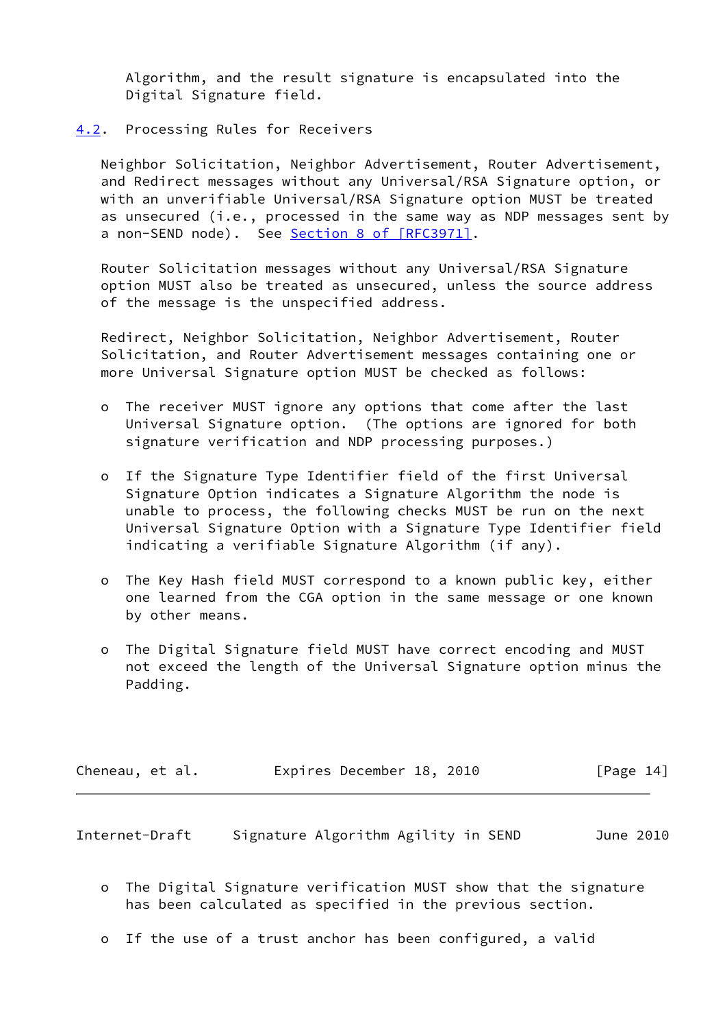Algorithm, and the result signature is encapsulated into the Digital Signature field.

### 4.2. Processing Rules for Receivers

Neighbor Solicitation, Neighbor Advertisement, Router Advertisement, and Redirect messages without any Universal/RSA Signature option, or with an unverifiable Universal/RSA Signature option MUST be treated as unsecured (i.e., processed in the same way as NDP messages sent by a non-SEND node). See Section 8 of [RFC3971].

Router Solicitation messages without any Universal/RSA Signature option MUST also be treated as unsecured, unless the source address of the message is the unspecified address.

Redirect, Neighbor Solicitation, Neighbor Advertisement, Router Solicitation, and Router Advertisement messages containing one or more Universal Signature option MUST be checked as follows:

- The receiver MUST ignore any options that come after the last Universal Signature option. (The options are ignored for both signature verification and NDP processing purposes.)

- If the Signature Type Identifier field of the first Universal Signature Option indicates a Signature Algorithm the node is unable to process, the following checks MUST be run on the next Universal Signature Option with a Signature Type Identifier field indicating a verifiable Signature Algorithm (if any).

- The Key Hash field MUST correspond to a known public key, either one learned from the CGA option in the same message or one known by other means.

- The Digital Signature field MUST have correct encoding and MUST not exceed the length of the Universal Signature option minus the Padding.

- The Digital Signature verification MUST show that the signature has been calculated as specified in the previous section.

- If the use of a trust anchor has been configured, a valid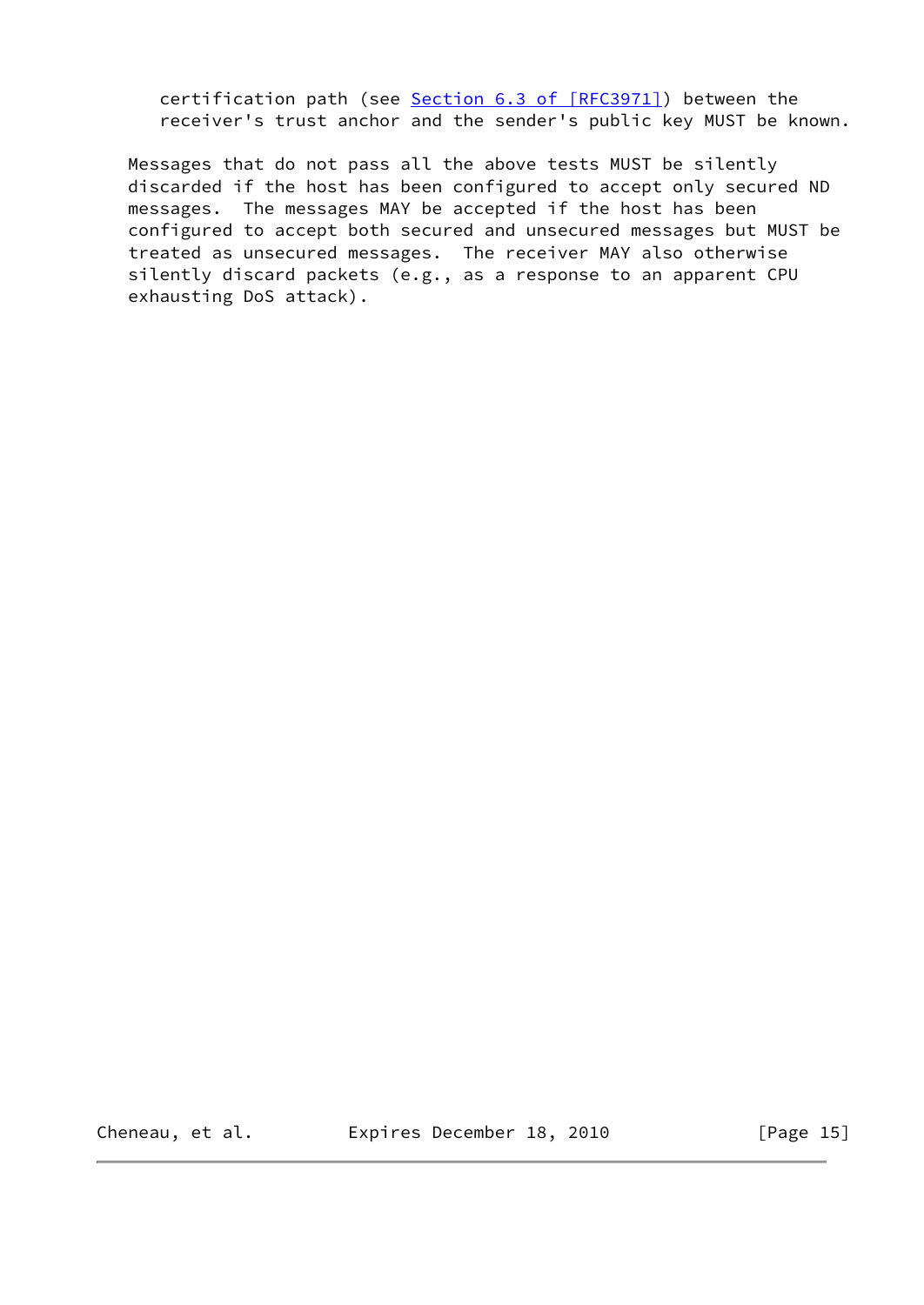certification path (see Section 6.3 of [RFC3971]) between the receiver's trust anchor and the sender's public key MUST be known.

Messages that do not pass all the above tests MUST be silently discarded if the host has been configured to accept only secured ND messages. The messages MAY be accepted if the host has been configured to accept both secured and unsecured messages but MUST be treated as unsecured messages. The receiver MAY also otherwise silently discard packets (e.g., as a response to an apparent CPU exhausting DoS attack).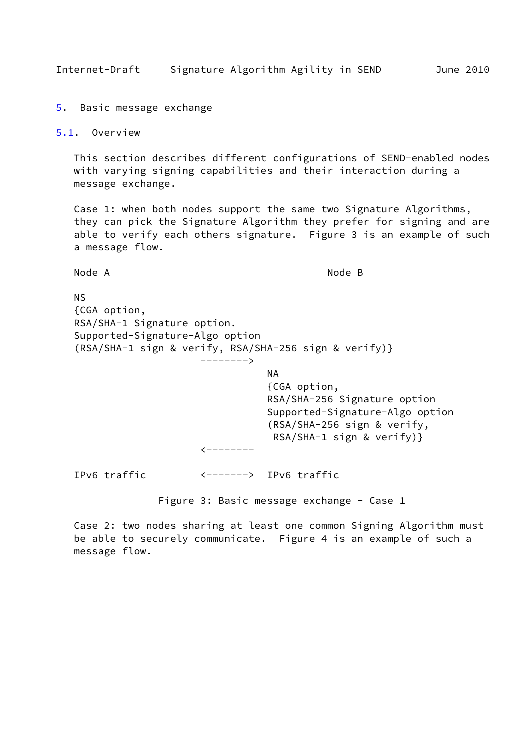## 5. Basic message exchange

### 5.1. Overview

This section describes different configurations of SEND-enabled nodes with varying signing capabilities and their interaction during a message exchange.

Case 1: when both nodes support the same two Signature Algorithms, they can pick the Signature Algorithm they prefer for signing and are able to verify each others signature. Figure 3 is an example of such a message flow.

```
Node A                                    Node B

NS
{CGA option,
RSA/SHA-1 Signature option.
Supported-Signature-Algo option
(RSA/SHA-1 sign & verify, RSA/SHA-256 sign & verify)}
                     -------->
                                NA
                                {CGA option,
                                RSA/SHA-256 Signature option
                                Supported-Signature-Algo option
                                (RSA/SHA-256 sign & verify,
                                 RSA/SHA-1 sign & verify)}
                     <--------

IPv6 traffic         <------->  IPv6 traffic
```

Figure 3: Basic message exchange - Case 1

Case 2: two nodes sharing at least one common Signing Algorithm must be able to securely communicate. Figure 4 is an example of such a message flow.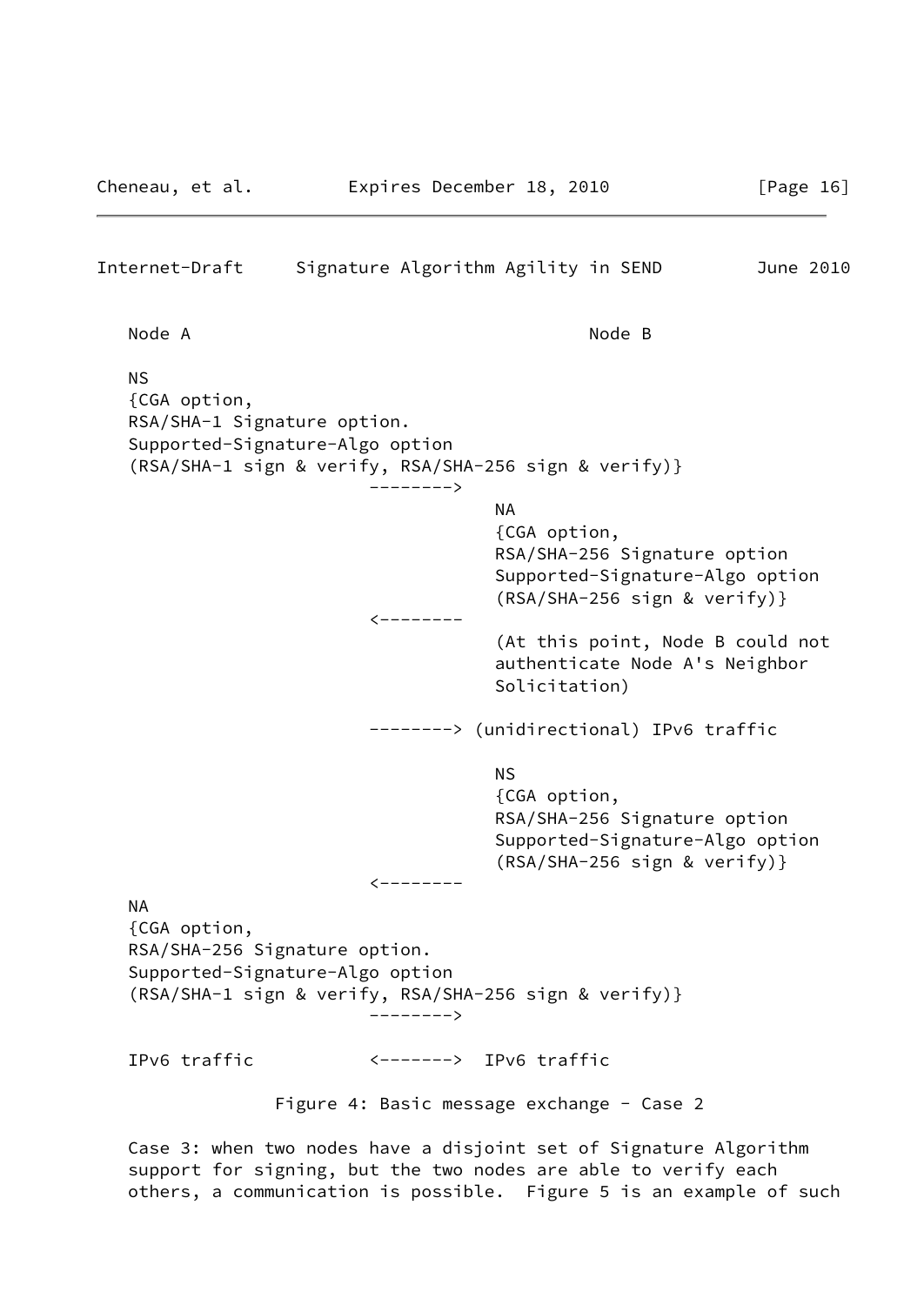```
Node A                                           Node B

NS
{CGA option,
RSA/SHA-1 Signature option.
Supported-Signature-Algo option
(RSA/SHA-1 sign & verify, RSA/SHA-256 sign & verify)}
                       -------->
                                  NA
                                  {CGA option,
                                  RSA/SHA-256 Signature option
                                  Supported-Signature-Algo option
                                  (RSA/SHA-256 sign & verify)}
                       <--------
                                  (At this point, Node B could not
                                  authenticate Node A's Neighbor
                                  Solicitation)

                       --------> (unidirectional) IPv6 traffic

                                  NS
                                  {CGA option,
                                  RSA/SHA-256 Signature option
                                  Supported-Signature-Algo option
                                  (RSA/SHA-256 sign & verify)}
                       <--------
NA
{CGA option,
RSA/SHA-256 Signature option.
Supported-Signature-Algo option
(RSA/SHA-1 sign & verify, RSA/SHA-256 sign & verify)}
                       -------->

IPv6 traffic           <------->  IPv6 traffic
```

Figure 4: Basic message exchange - Case 2

Case 3: when two nodes have a disjoint set of Signature Algorithm support for signing, but the two nodes are able to verify each others, a communication is possible. Figure 5 is an example of such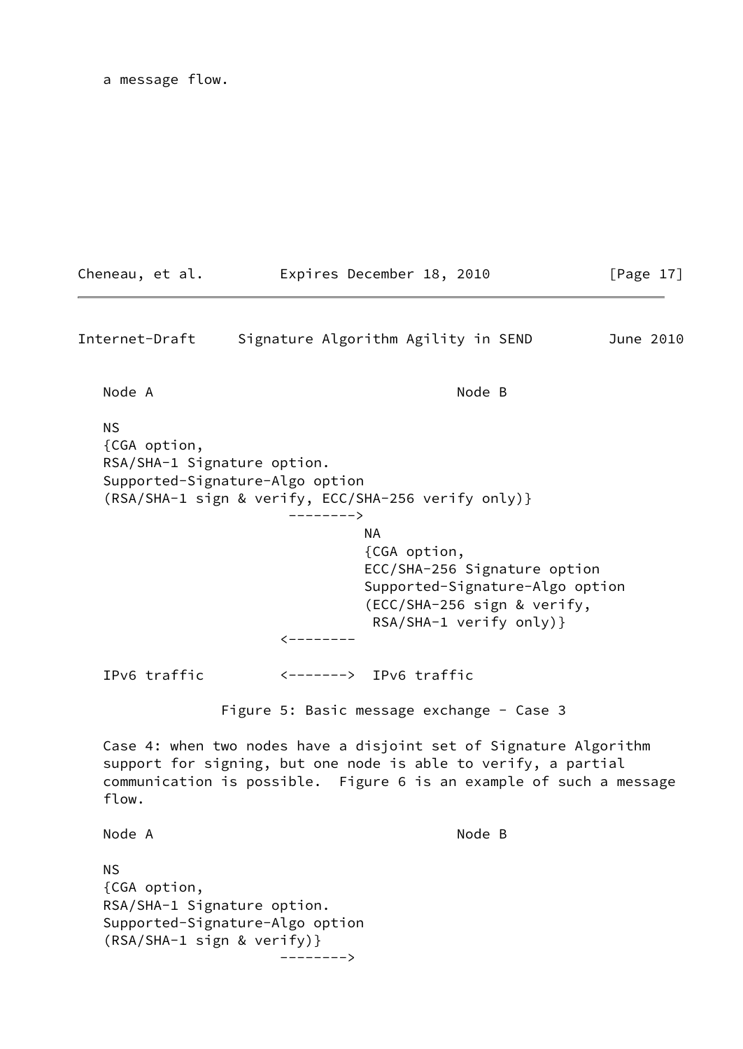a message flow.

```
   Node A                                      Node B

   NS
   {CGA option,
   RSA/SHA-1 Signature option.
   Supported-Signature-Algo option
   (RSA/SHA-1 sign & verify, ECC/SHA-256 verify only)}
                          -------->
                                   NA
                                   {CGA option,
                                   ECC/SHA-256 Signature option
                                   Supported-Signature-Algo option
                                   (ECC/SHA-256 sign & verify,
                                    RSA/SHA-1 verify only)}
                         <--------

   IPv6 traffic          <------->  IPv6 traffic
```

Figure 5: Basic message exchange - Case 3

Case 4: when two nodes have a disjoint set of Signature Algorithm support for signing, but one node is able to verify, a partial communication is possible. Figure 6 is an example of such a message flow.

```
   Node A                                      Node B

   NS
   {CGA option,
   RSA/SHA-1 Signature option.
   Supported-Signature-Algo option
   (RSA/SHA-1 sign & verify)}
                         -------->
```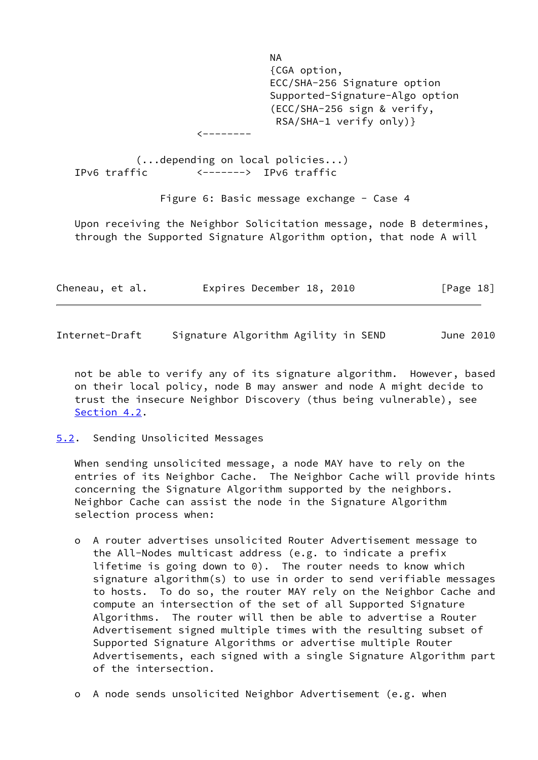```
                                   NA
                                   {CGA option,
                                   ECC/SHA-256 Signature option
                                   Supported-Signature-Algo option
                                   (ECC/SHA-256 sign & verify,
                                    RSA/SHA-1 verify only)}
                        <--------

            (...depending on local policies...)
   IPv6 traffic        <------->  IPv6 traffic
```

Figure 6: Basic message exchange - Case 4

Upon receiving the Neighbor Solicitation message, node B determines, through the Supported Signature Algorithm option, that node A will not be able to verify any of its signature algorithm. However, based on their local policy, node B may answer and node A might decide to trust the insecure Neighbor Discovery (thus being vulnerable), see Section 4.2.

## 5.2. Sending Unsolicited Messages

When sending unsolicited message, a node MAY have to rely on the entries of its Neighbor Cache. The Neighbor Cache will provide hints concerning the Signature Algorithm supported by the neighbors. Neighbor Cache can assist the node in the Signature Algorithm selection process when:

- A router advertises unsolicited Router Advertisement message to the All-Nodes multicast address (e.g. to indicate a prefix lifetime is going down to 0). The router needs to know which signature algorithm(s) to use in order to send verifiable messages to hosts. To do so, the router MAY rely on the Neighbor Cache and compute an intersection of the set of all Supported Signature Algorithms. The router will then be able to advertise a Router Advertisement signed multiple times with the resulting subset of Supported Signature Algorithms or advertise multiple Router Advertisements, each signed with a single Signature Algorithm part of the intersection.

- A node sends unsolicited Neighbor Advertisement (e.g. when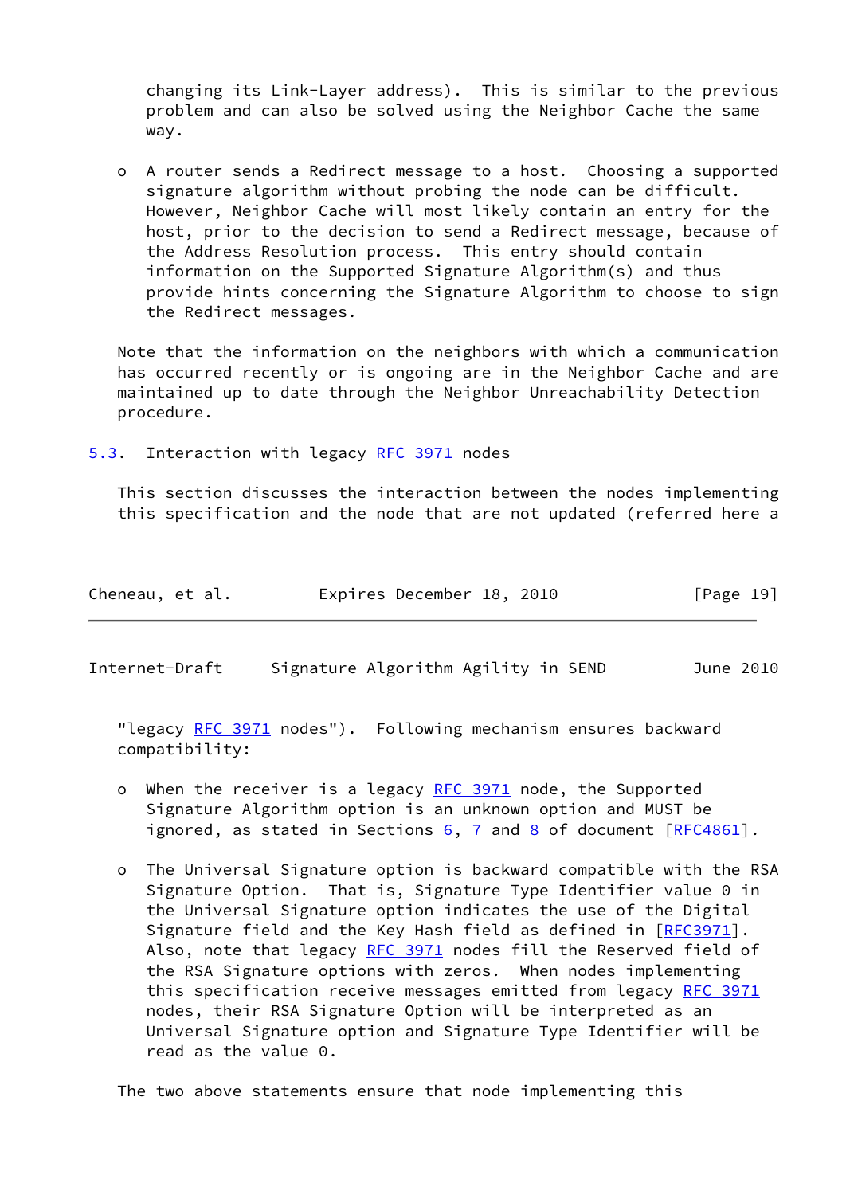changing its Link-Layer address). This is similar to the previous problem and can also be solved using the Neighbor Cache the same way.

- A router sends a Redirect message to a host. Choosing a supported signature algorithm without probing the node can be difficult. However, Neighbor Cache will most likely contain an entry for the host, prior to the decision to send a Redirect message, because of the Address Resolution process. This entry should contain information on the Supported Signature Algorithm(s) and thus provide hints concerning the Signature Algorithm to choose to sign the Redirect messages.

Note that the information on the neighbors with which a communication has occurred recently or is ongoing are in the Neighbor Cache and are maintained up to date through the Neighbor Unreachability Detection procedure.

### 5.3. Interaction with legacy RFC 3971 nodes

This section discusses the interaction between the nodes implementing this specification and the node that are not updated (referred here a "legacy RFC 3971 nodes"). Following mechanism ensures backward compatibility:

- When the receiver is a legacy RFC 3971 node, the Supported Signature Algorithm option is an unknown option and MUST be ignored, as stated in Sections 6, 7 and 8 of document [RFC4861].

- The Universal Signature option is backward compatible with the RSA Signature Option. That is, Signature Type Identifier value 0 in the Universal Signature option indicates the use of the Digital Signature field and the Key Hash field as defined in [RFC3971]. Also, note that legacy RFC 3971 nodes fill the Reserved field of the RSA Signature options with zeros. When nodes implementing this specification receive messages emitted from legacy RFC 3971 nodes, their RSA Signature Option will be interpreted as an Universal Signature option and Signature Type Identifier will be read as the value 0.

The two above statements ensure that node implementing this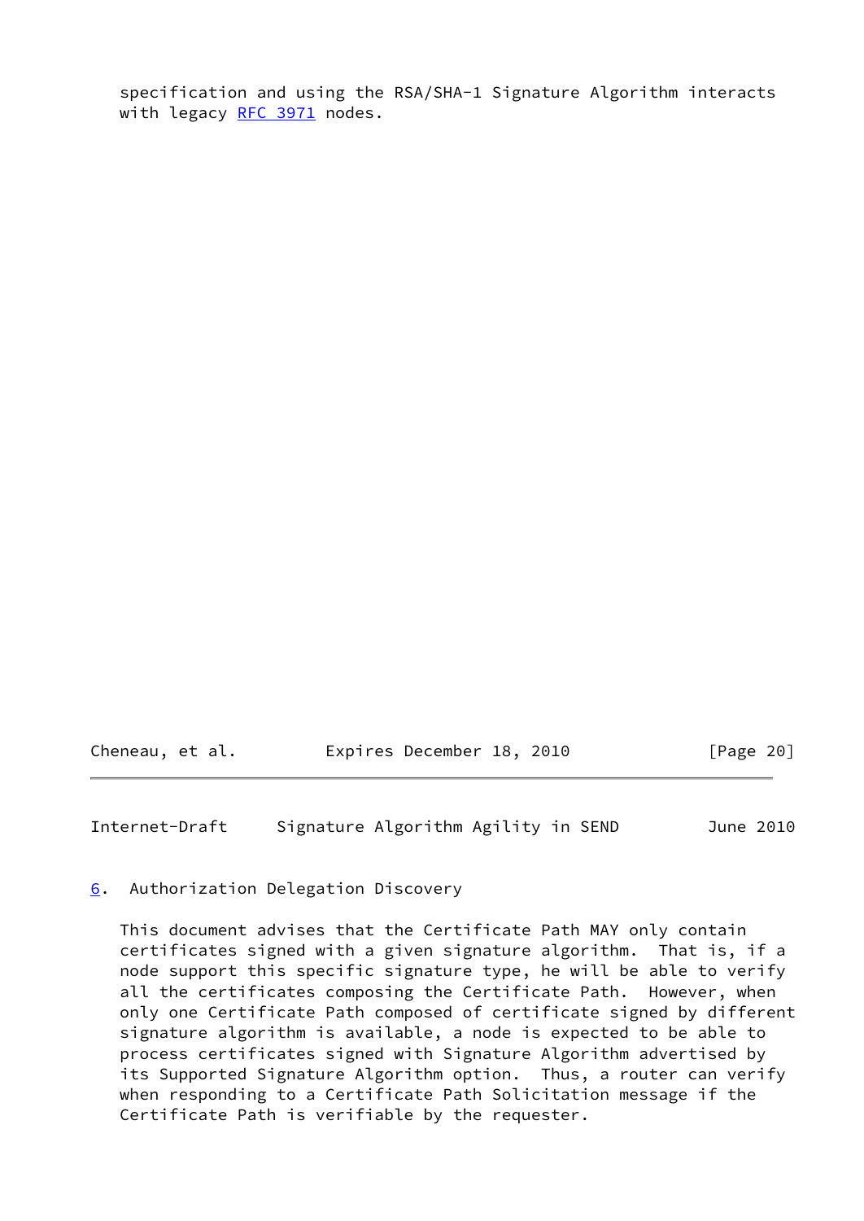specification and using the RSA/SHA-1 Signature Algorithm interacts with legacy RFC 3971 nodes.

## 6. Authorization Delegation Discovery

This document advises that the Certificate Path MAY only contain certificates signed with a given signature algorithm. That is, if a node support this specific signature type, he will be able to verify all the certificates composing the Certificate Path. However, when only one Certificate Path composed of certificate signed by different signature algorithm is available, a node is expected to be able to process certificates signed with Signature Algorithm advertised by its Supported Signature Algorithm option. Thus, a router can verify when responding to a Certificate Path Solicitation message if the Certificate Path is verifiable by the requester.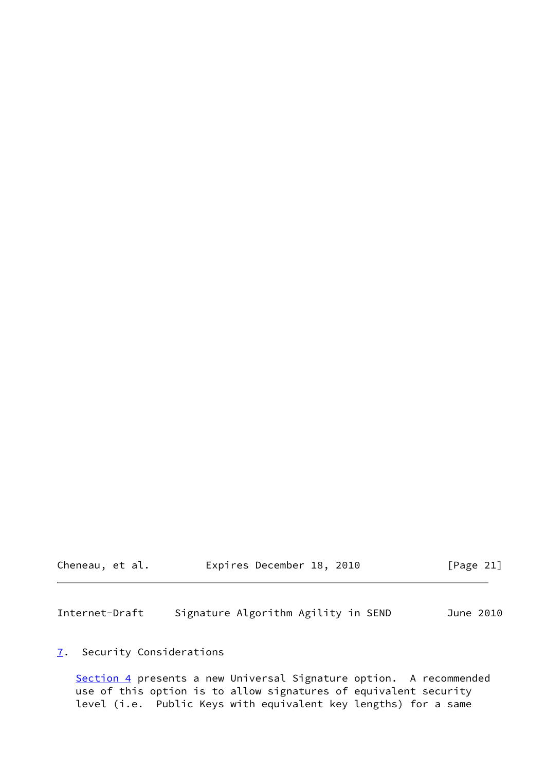## 7. Security Considerations

Section 4 presents a new Universal Signature option. A recommended use of this option is to allow signatures of equivalent security level (i.e. Public Keys with equivalent key lengths) for a same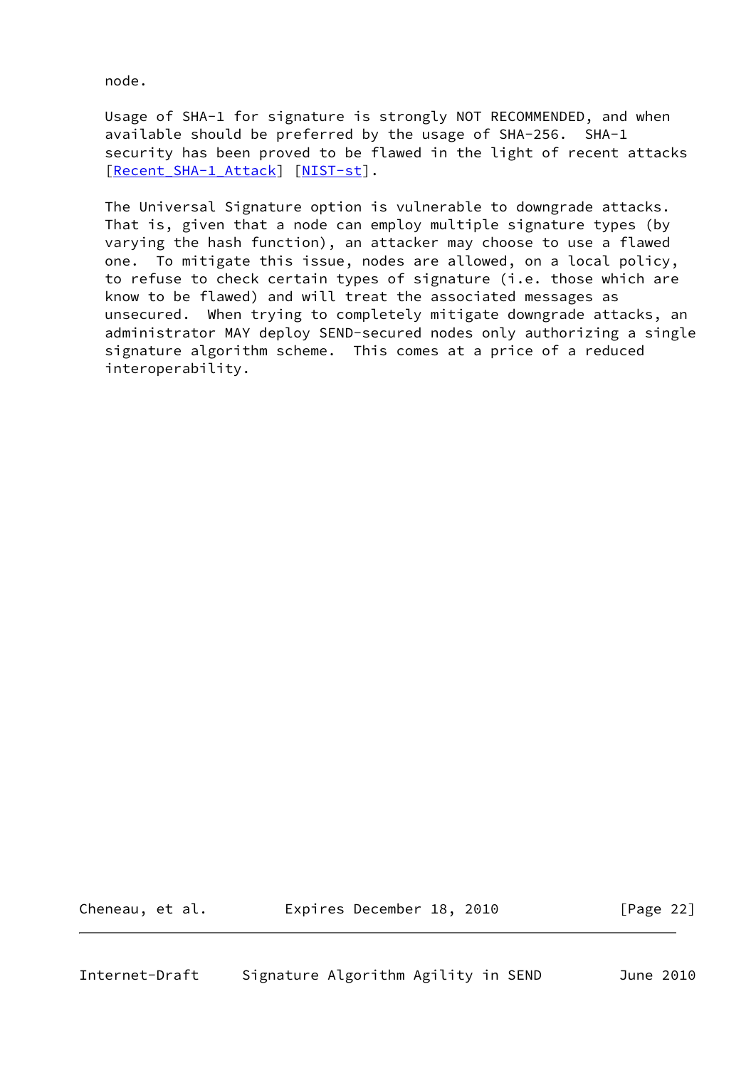node.

Usage of SHA-1 for signature is strongly NOT RECOMMENDED, and when available should be preferred by the usage of SHA-256. SHA-1 security has been proved to be flawed in the light of recent attacks [Recent_SHA-1_Attack] [NIST-st].

The Universal Signature option is vulnerable to downgrade attacks. That is, given that a node can employ multiple signature types (by varying the hash function), an attacker may choose to use a flawed one. To mitigate this issue, nodes are allowed, on a local policy, to refuse to check certain types of signature (i.e. those which are know to be flawed) and will treat the associated messages as unsecured. When trying to completely mitigate downgrade attacks, an administrator MAY deploy SEND-secured nodes only authorizing a single signature algorithm scheme. This comes at a price of a reduced interoperability.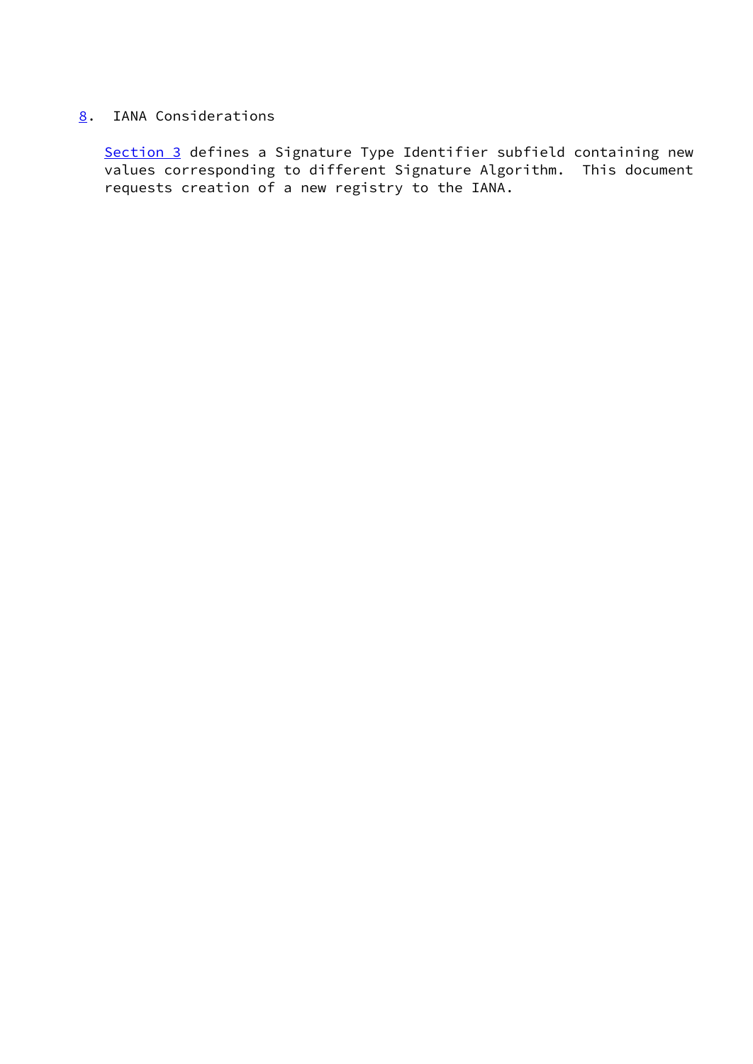## 8. IANA Considerations

Section 3 defines a Signature Type Identifier subfield containing new values corresponding to different Signature Algorithm. This document requests creation of a new registry to the IANA.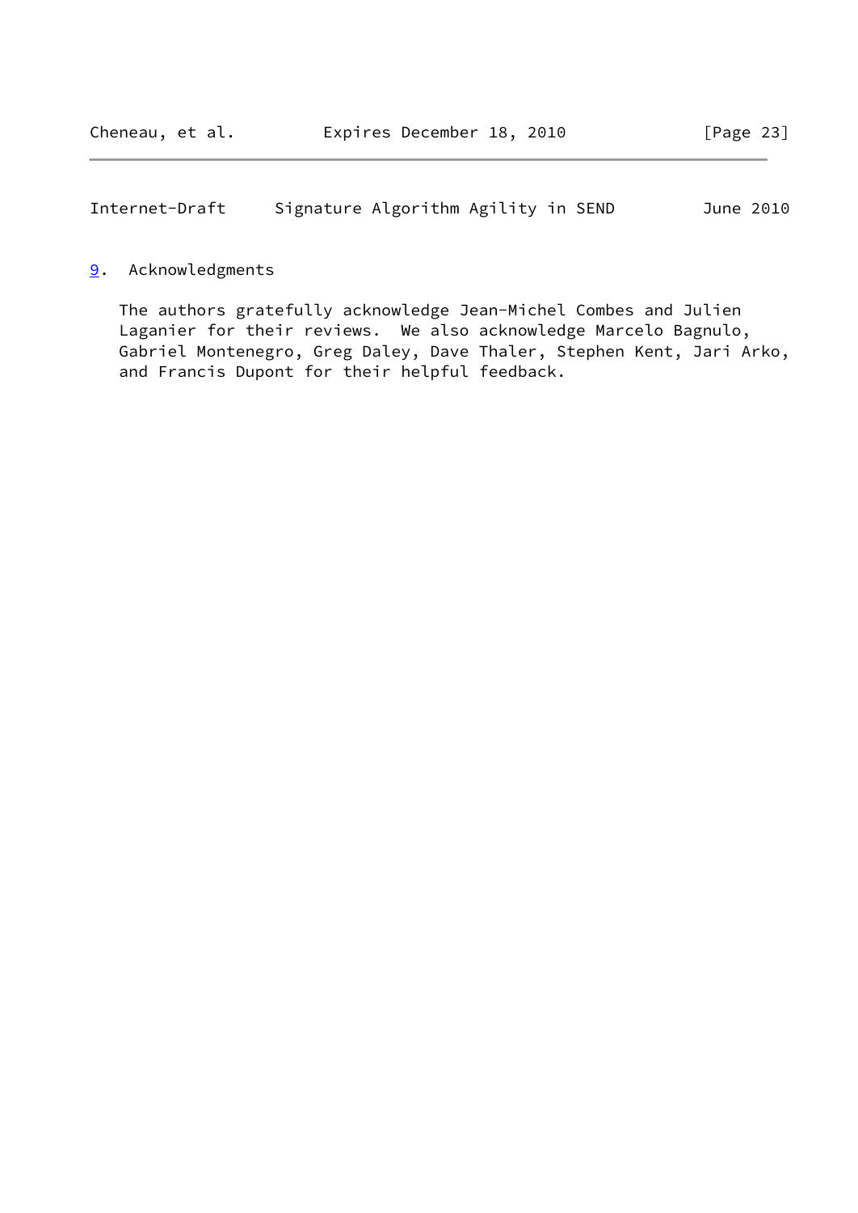## 9. Acknowledgments

The authors gratefully acknowledge Jean-Michel Combes and Julien Laganier for their reviews. We also acknowledge Marcelo Bagnulo, Gabriel Montenegro, Greg Daley, Dave Thaler, Stephen Kent, Jari Arko, and Francis Dupont for their helpful feedback.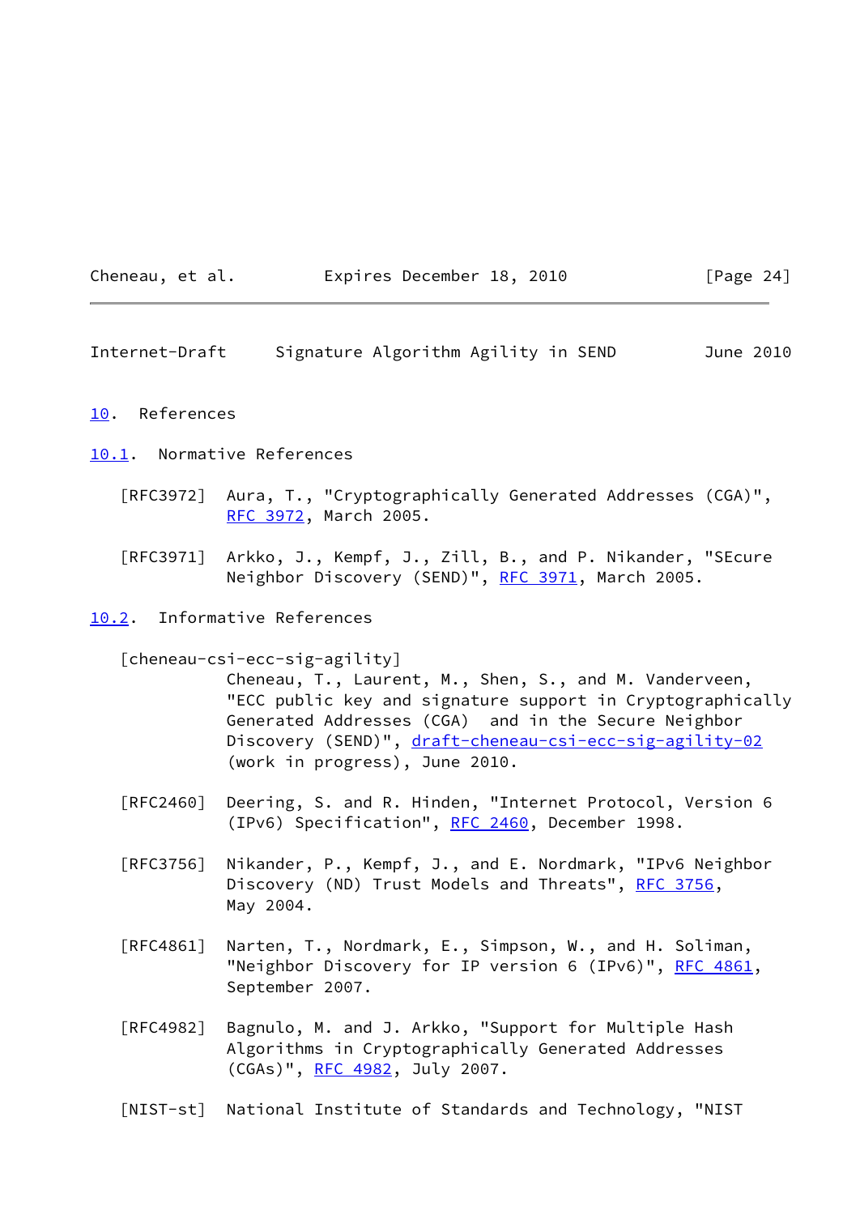## 10. References

### 10.1. Normative References

[RFC3972] Aura, T., "Cryptographically Generated Addresses (CGA)", RFC 3972, March 2005.

[RFC3971] Arkko, J., Kempf, J., Zill, B., and P. Nikander, "SEcure Neighbor Discovery (SEND)", RFC 3971, March 2005.

### 10.2. Informative References

[cheneau-csi-ecc-sig-agility]
Cheneau, T., Laurent, M., Shen, S., and M. Vanderveen, "ECC public key and signature support in Cryptographically Generated Addresses (CGA) and in the Secure Neighbor Discovery (SEND)", draft-cheneau-csi-ecc-sig-agility-02 (work in progress), June 2010.

[RFC2460] Deering, S. and R. Hinden, "Internet Protocol, Version 6 (IPv6) Specification", RFC 2460, December 1998.

[RFC3756] Nikander, P., Kempf, J., and E. Nordmark, "IPv6 Neighbor Discovery (ND) Trust Models and Threats", RFC 3756, May 2004.

[RFC4861] Narten, T., Nordmark, E., Simpson, W., and H. Soliman, "Neighbor Discovery for IP version 6 (IPv6)", RFC 4861, September 2007.

[RFC4982] Bagnulo, M. and J. Arkko, "Support for Multiple Hash Algorithms in Cryptographically Generated Addresses (CGAs)", RFC 4982, July 2007.

[NIST-st] National Institute of Standards and Technology, "NIST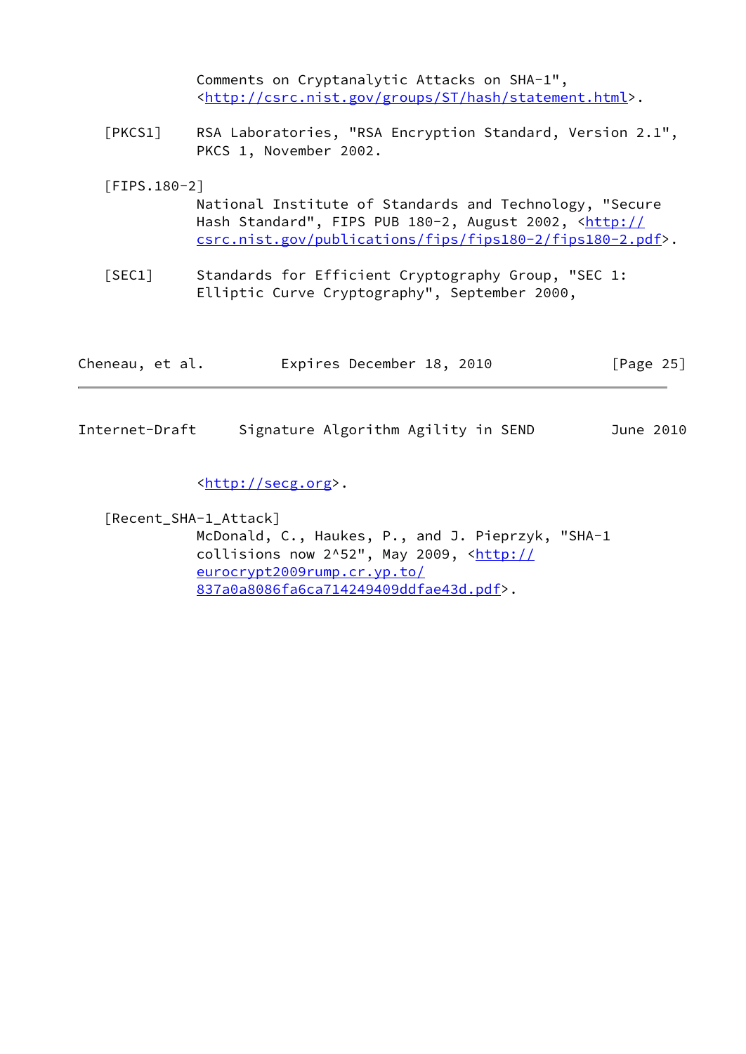Comments on Cryptanalytic Attacks on SHA-1", <http://csrc.nist.gov/groups/ST/hash/statement.html>.

[PKCS1] RSA Laboratories, "RSA Encryption Standard, Version 2.1", PKCS 1, November 2002.

[FIPS.180-2] National Institute of Standards and Technology, "Secure Hash Standard", FIPS PUB 180-2, August 2002, <http://csrc.nist.gov/publications/fips/fips180-2/fips180-2.pdf>.

[SEC1] Standards for Efficient Cryptography Group, "SEC 1: Elliptic Curve Cryptography", September 2000, <http://secg.org>.

[Recent_SHA-1_Attack] McDonald, C., Haukes, P., and J. Pieprzyk, "SHA-1 collisions now 2^52", May 2009, <http://eurocrypt2009rump.cr.yp.to/837a0a8086fa6ca714249409ddfae43d.pdf>.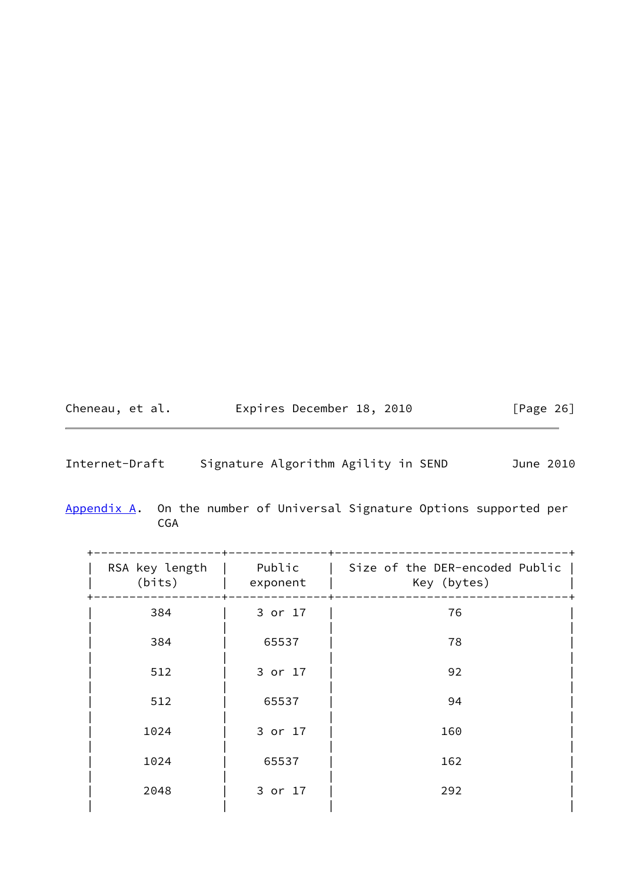## Appendix A. On the number of Universal Signature Options supported per CGA

| RSA key length (bits) | Public exponent | Size of the DER-encoded Public Key (bytes) |
|---|---|---|
| 384 | 3 or 17 | 76 |
| 384 | 65537 | 78 |
| 512 | 3 or 17 | 92 |
| 512 | 65537 | 94 |
| 1024 | 3 or 17 | 160 |
| 1024 | 65537 | 162 |
| 2048 | 3 or 17 | 292 |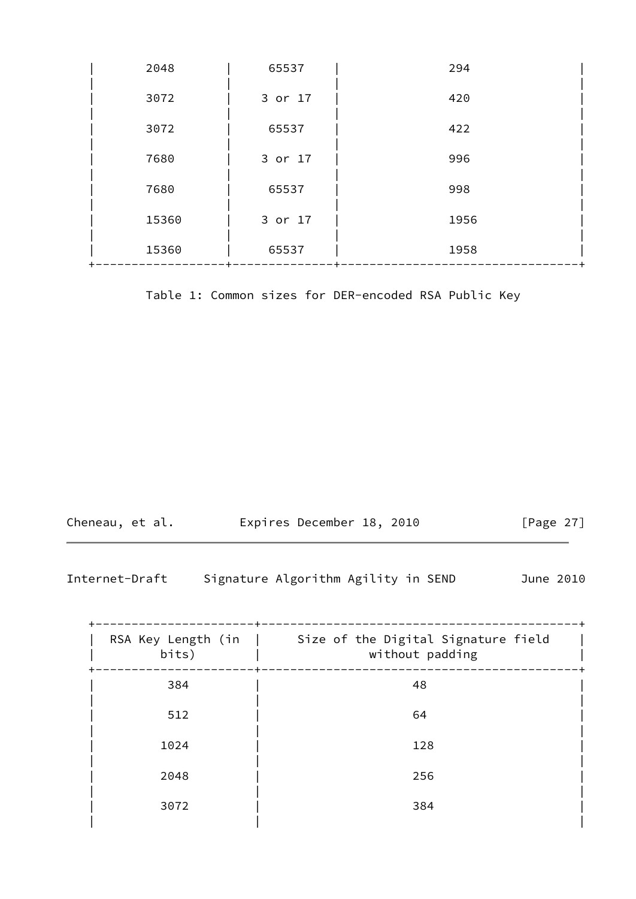| | | |
|---|---|---|
| 2048 | 65537 | 294 |
| 3072 | 3 or 17 | 420 |
| 3072 | 65537 | 422 |
| 7680 | 3 or 17 | 996 |
| 7680 | 65537 | 998 |
| 15360 | 3 or 17 | 1956 |
| 15360 | 65537 | 1958 |

Table 1: Common sizes for DER-encoded RSA Public Key

| RSA Key Length (in bits) | Size of the Digital Signature field without padding |
|---|---|
| 384 | 48 |
| 512 | 64 |
| 1024 | 128 |
| 2048 | 256 |
| 3072 | 384 |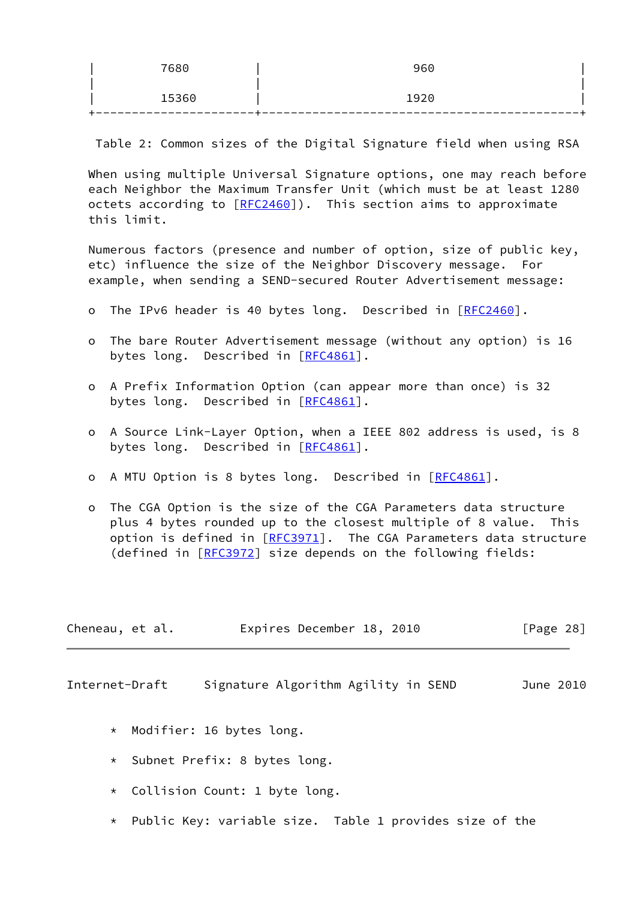| | |
|---|---|
| 7680 | 960 |
| 15360 | 1920 |

Table 2: Common sizes of the Digital Signature field when using RSA

When using multiple Universal Signature options, one may reach before each Neighbor the Maximum Transfer Unit (which must be at least 1280 octets according to [RFC2460]). This section aims to approximate this limit.

Numerous factors (presence and number of option, size of public key, etc) influence the size of the Neighbor Discovery message. For example, when sending a SEND-secured Router Advertisement message:

- The IPv6 header is 40 bytes long. Described in [RFC2460].
- The bare Router Advertisement message (without any option) is 16 bytes long. Described in [RFC4861].
- A Prefix Information Option (can appear more than once) is 32 bytes long. Described in [RFC4861].
- A Source Link-Layer Option, when a IEEE 802 address is used, is 8 bytes long. Described in [RFC4861].
- A MTU Option is 8 bytes long. Described in [RFC4861].
- The CGA Option is the size of the CGA Parameters data structure plus 4 bytes rounded up to the closest multiple of 8 value. This option is defined in [RFC3971]. The CGA Parameters data structure (defined in [RFC3972] size depends on the following fields:
  - Modifier: 16 bytes long.
  - Subnet Prefix: 8 bytes long.
  - Collision Count: 1 byte long.
  - Public Key: variable size. Table 1 provides size of the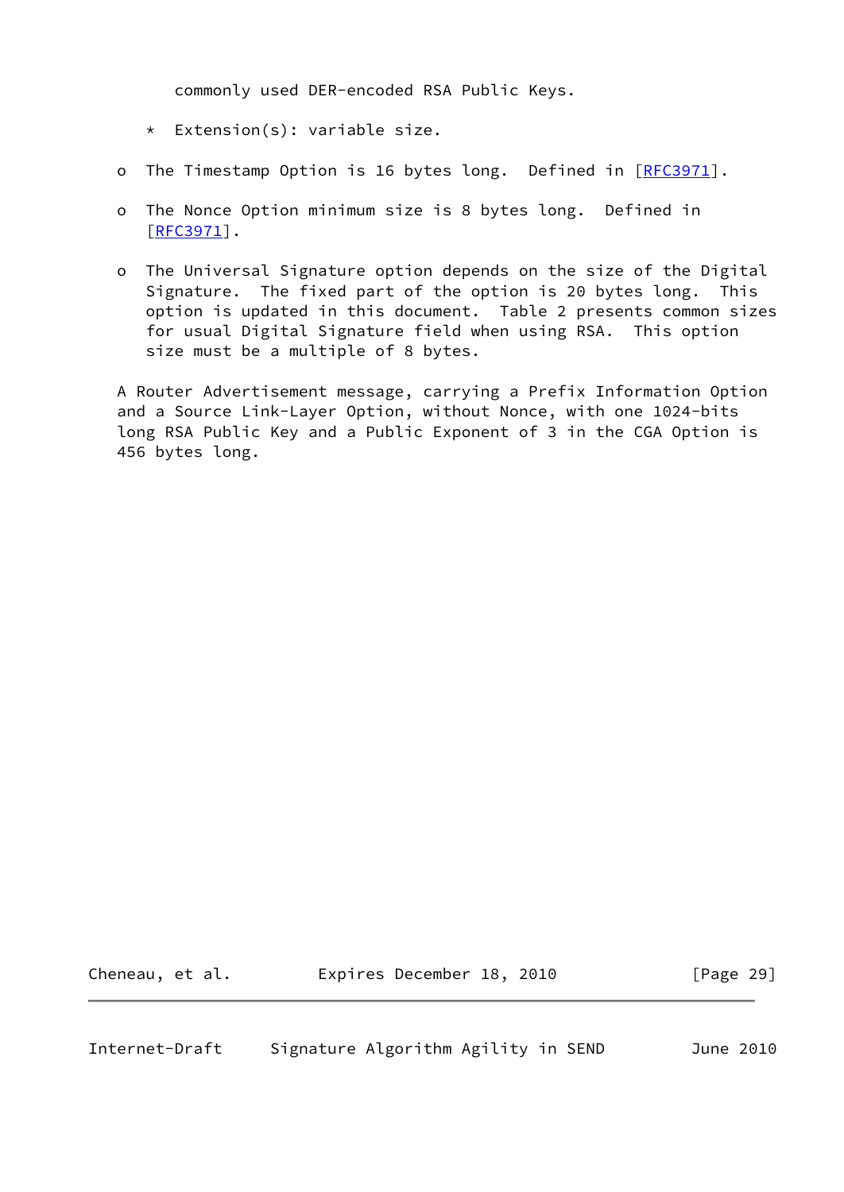commonly used DER-encoded RSA Public Keys.

   * Extension(s): variable size.

- The Timestamp Option is 16 bytes long. Defined in [RFC3971].

- The Nonce Option minimum size is 8 bytes long. Defined in [RFC3971].

- The Universal Signature option depends on the size of the Digital Signature. The fixed part of the option is 20 bytes long. This option is updated in this document. Table 2 presents common sizes for usual Digital Signature field when using RSA. This option size must be a multiple of 8 bytes.

A Router Advertisement message, carrying a Prefix Information Option and a Source Link-Layer Option, without Nonce, with one 1024-bits long RSA Public Key and a Public Exponent of 3 in the CGA Option is 456 bytes long.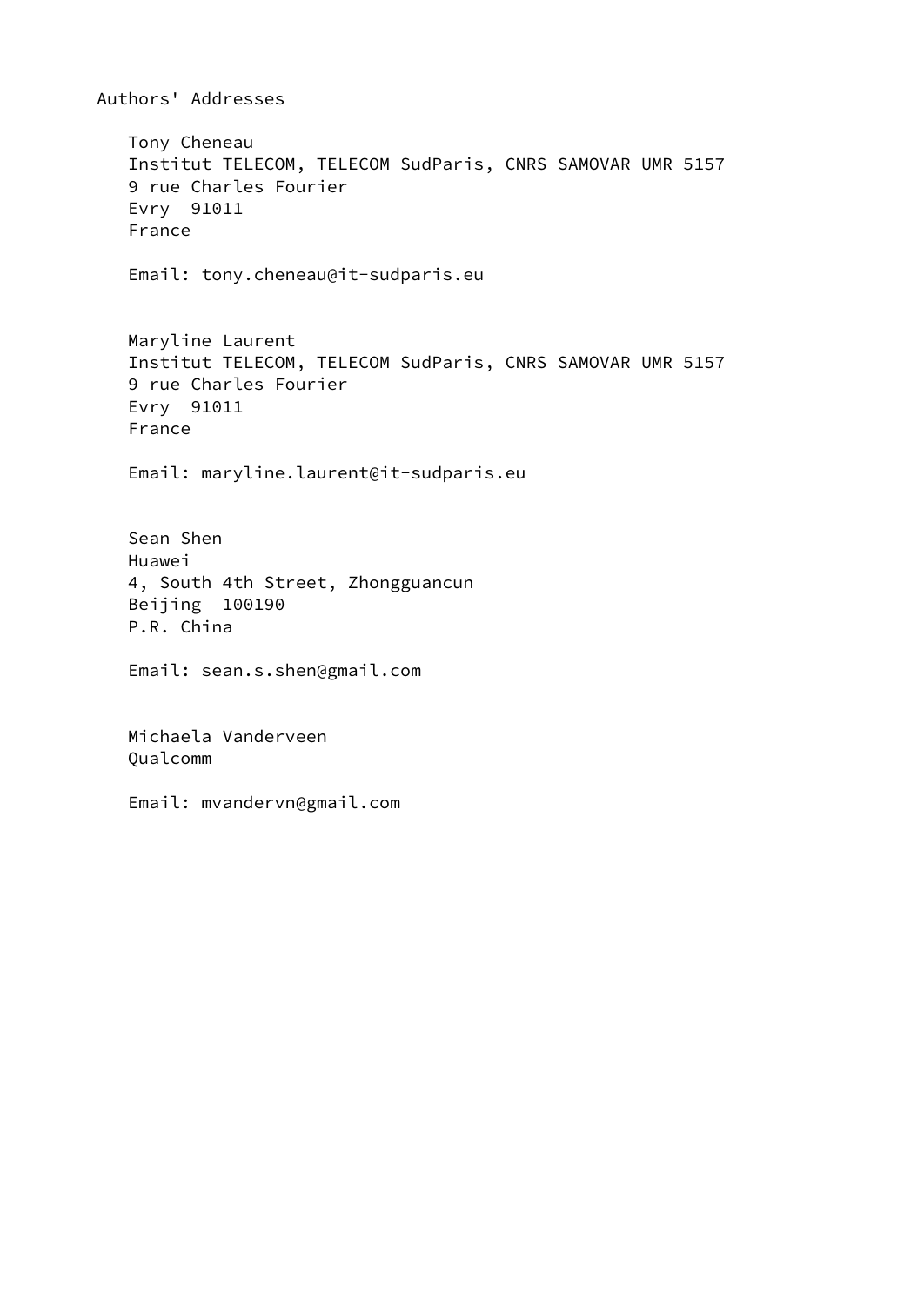## Authors' Addresses

Tony Cheneau
Institut TELECOM, TELECOM SudParis, CNRS SAMOVAR UMR 5157
9 rue Charles Fourier
Evry  91011
France

Email: tony.cheneau@it-sudparis.eu

Maryline Laurent
Institut TELECOM, TELECOM SudParis, CNRS SAMOVAR UMR 5157
9 rue Charles Fourier
Evry  91011
France

Email: maryline.laurent@it-sudparis.eu

Sean Shen
Huawei
4, South 4th Street, Zhongguancun
Beijing  100190
P.R. China

Email: sean.s.shen@gmail.com

Michaela Vanderveen
Qualcomm

Email: mvandervn@gmail.com